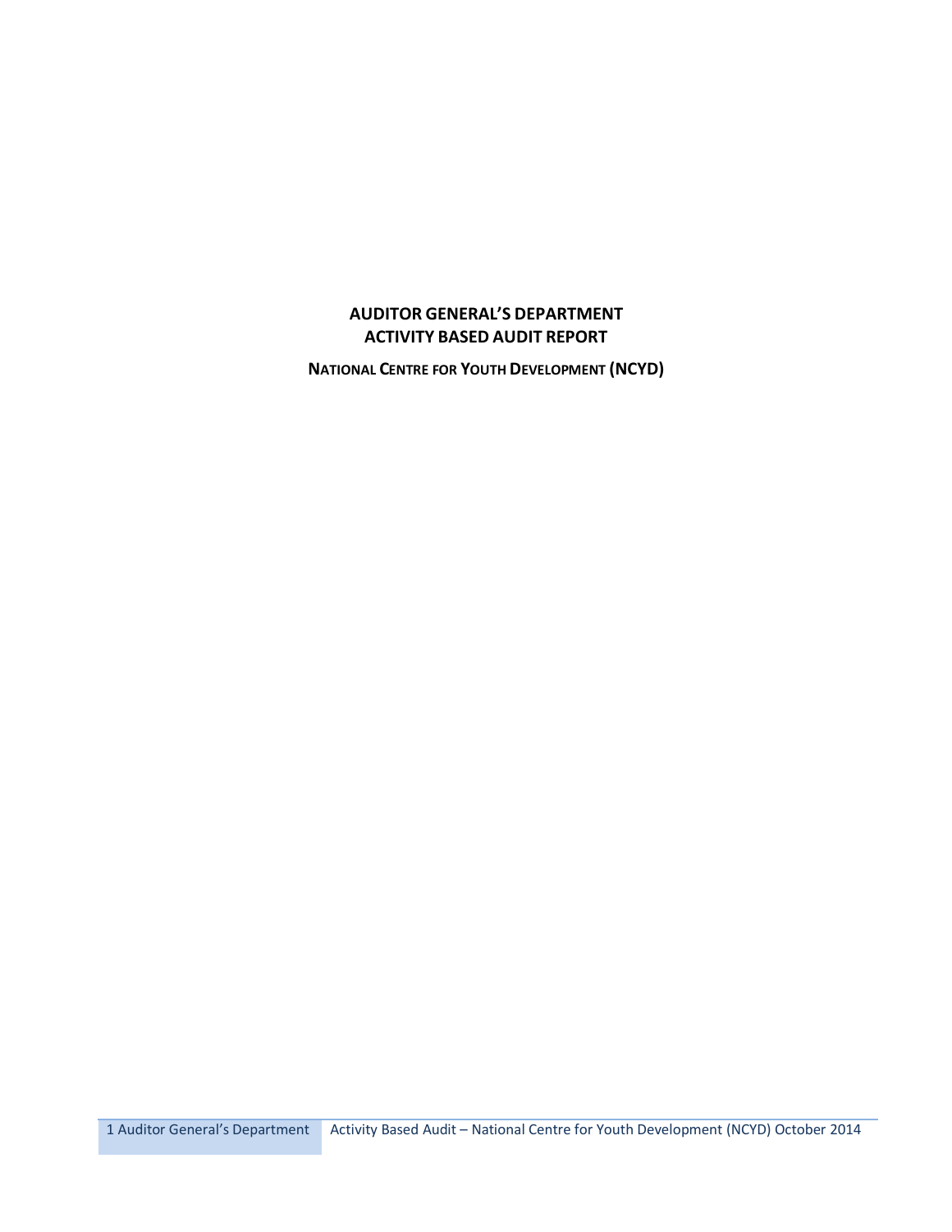# AUDITOR GENERAL'S DEPARTMENT
# ACTIVITY BASED AUDIT REPORT

## NATIONAL CENTRE FOR YOUTH DEVELOPMENT (NCYD)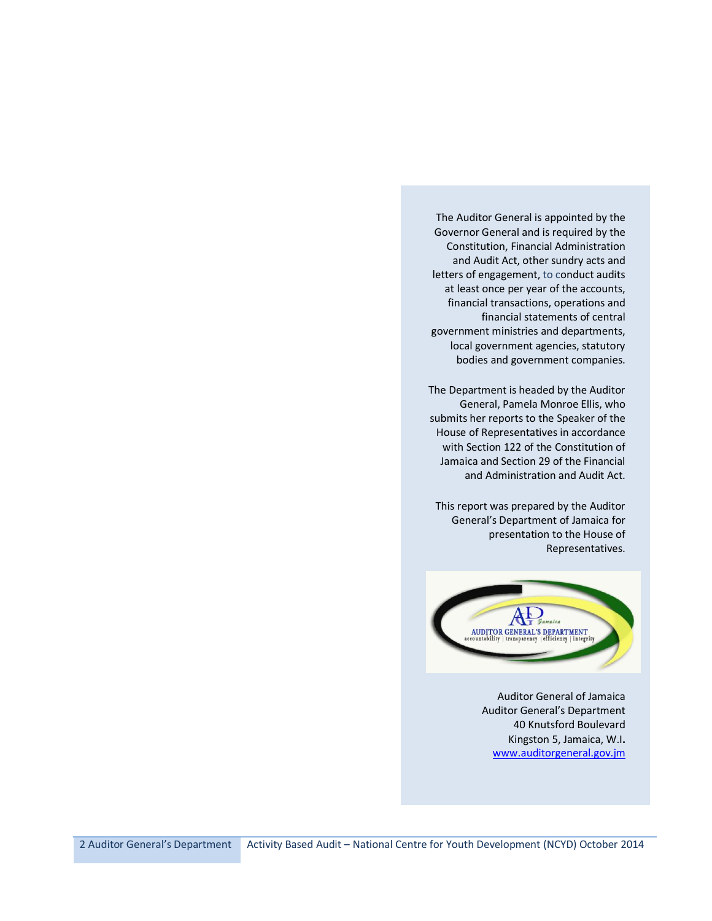The Auditor General is appointed by the Governor General and is required by the Constitution, Financial Administration and Audit Act, other sundry acts and letters of engagement, to conduct audits at least once per year of the accounts, financial transactions, operations and financial statements of central government ministries and departments, local government agencies, statutory bodies and government companies.

The Department is headed by the Auditor General, Pamela Monroe Ellis, who submits her reports to the Speaker of the House of Representatives in accordance with Section 122 of the Constitution of Jamaica and Section 29 of the Financial and Administration and Audit Act.

This report was prepared by the Auditor General's Department of Jamaica for presentation to the House of Representatives.

AUDITOR GENERAL'S DEPARTMENT
accountability | transparency | efficiency | integrity

Auditor General of Jamaica
Auditor General's Department
40 Knutsford Boulevard
Kingston 5, Jamaica, W.I.
www.auditorgeneral.gov.jm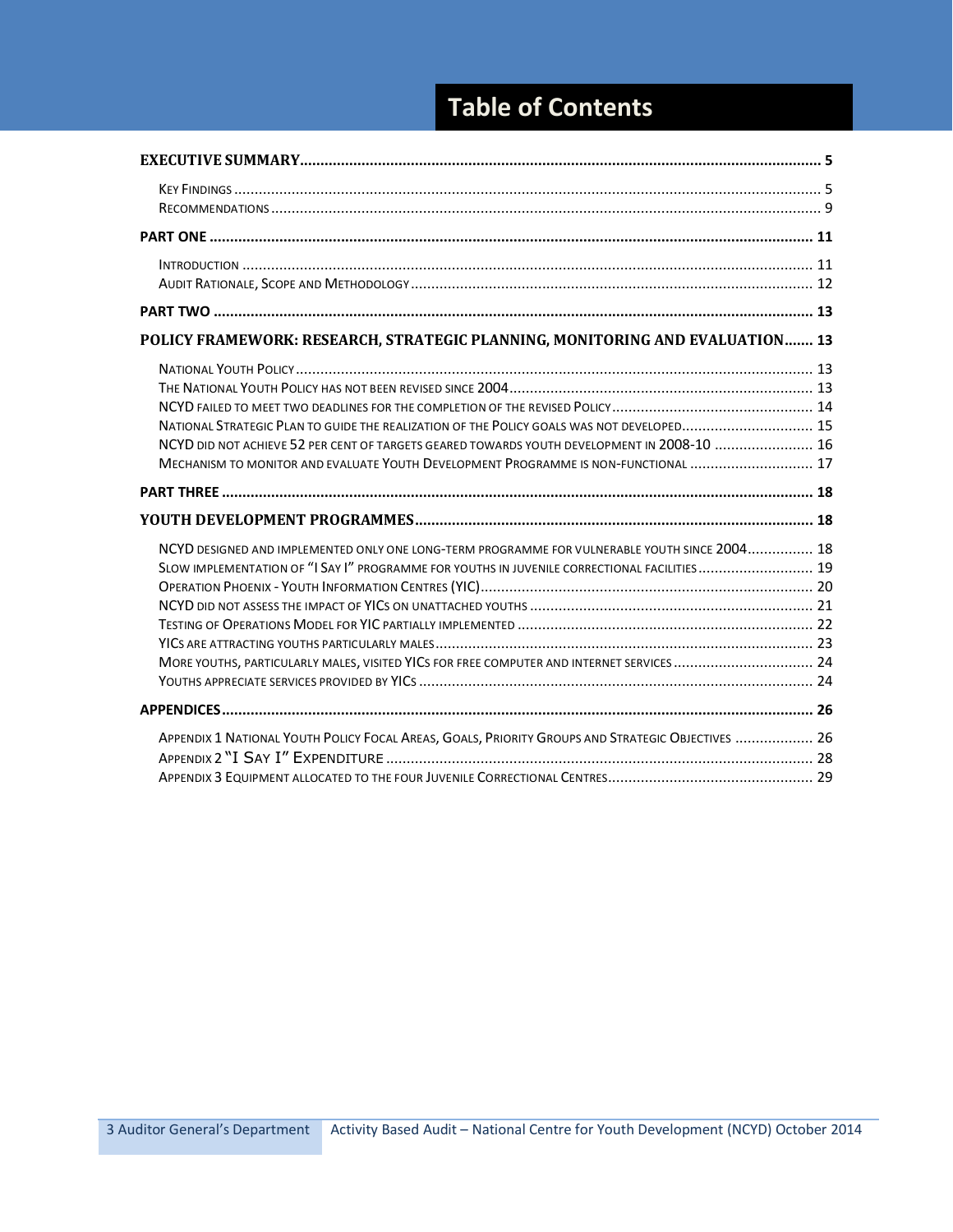# Table of Contents

**EXECUTIVE SUMMARY** ..... 5

- Key Findings ..... 5
- Recommendations ..... 9

**PART ONE** ..... 11

- Introduction ..... 11
- Audit Rationale, Scope and Methodology ..... 12

**PART TWO** ..... 13

**POLICY FRAMEWORK: RESEARCH, STRATEGIC PLANNING, MONITORING AND EVALUATION** ..... 13

- National Youth Policy ..... 13
- The National Youth Policy has not been revised since 2004 ..... 13
- NCYD failed to meet two deadlines for the completion of the revised Policy ..... 14
- National Strategic Plan to guide the realization of the Policy goals was not developed ..... 15
- NCYD did not achieve 52 per cent of targets geared towards youth development in 2008-10 ..... 16
- Mechanism to monitor and evaluate Youth Development Programme is non-functional ..... 17

**PART THREE** ..... 18

**YOUTH DEVELOPMENT PROGRAMMES** ..... 18

- NCYD designed and implemented only one long-term programme for vulnerable youth since 2004 ..... 18
- Slow implementation of "I Say I" programme for youths in juvenile correctional facilities ..... 19
- Operation Phoenix - Youth Information Centres (YIC) ..... 20
- NCYD did not assess the impact of YICs on unattached youths ..... 21
- Testing of Operations Model for YIC partially implemented ..... 22
- YICs are attracting youths particularly males ..... 23
- More youths, particularly males, visited YICs for free computer and internet services ..... 24
- Youths appreciate services provided by YICs ..... 24

**APPENDICES** ..... 26

- Appendix 1 National Youth Policy Focal Areas, Goals, Priority Groups and Strategic Objectives ..... 26
- Appendix 2 "I Say I" Expenditure ..... 28
- Appendix 3 Equipment allocated to the four Juvenile Correctional Centres ..... 29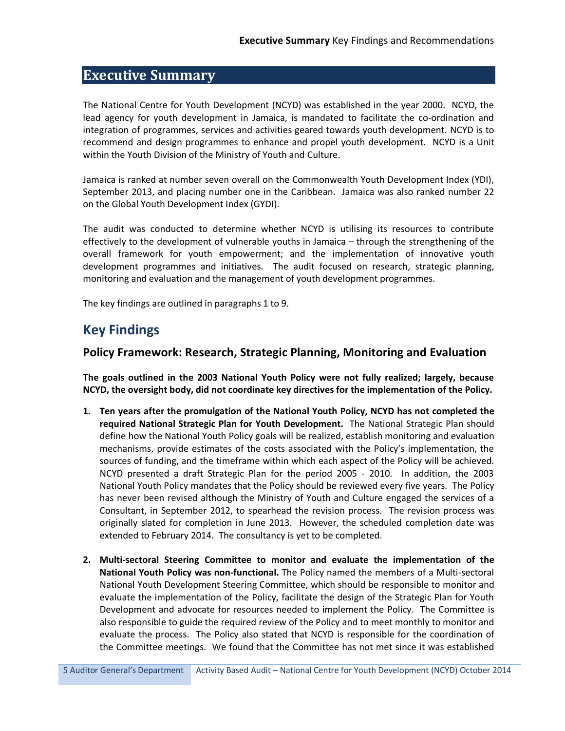# Executive Summary

The National Centre for Youth Development (NCYD) was established in the year 2000. NCYD, the lead agency for youth development in Jamaica, is mandated to facilitate the co-ordination and integration of programmes, services and activities geared towards youth development. NCYD is to recommend and design programmes to enhance and propel youth development. NCYD is a Unit within the Youth Division of the Ministry of Youth and Culture.

Jamaica is ranked at number seven overall on the Commonwealth Youth Development Index (YDI), September 2013, and placing number one in the Caribbean. Jamaica was also ranked number 22 on the Global Youth Development Index (GYDI).

The audit was conducted to determine whether NCYD is utilising its resources to contribute effectively to the development of vulnerable youths in Jamaica – through the strengthening of the overall framework for youth empowerment; and the implementation of innovative youth development programmes and initiatives. The audit focused on research, strategic planning, monitoring and evaluation and the management of youth development programmes.

The key findings are outlined in paragraphs 1 to 9.

## Key Findings

### Policy Framework: Research, Strategic Planning, Monitoring and Evaluation

**The goals outlined in the 2003 National Youth Policy were not fully realized; largely, because NCYD, the oversight body, did not coordinate key directives for the implementation of the Policy.**

1. **Ten years after the promulgation of the National Youth Policy, NCYD has not completed the required National Strategic Plan for Youth Development.** The National Strategic Plan should define how the National Youth Policy goals will be realized, establish monitoring and evaluation mechanisms, provide estimates of the costs associated with the Policy's implementation, the sources of funding, and the timeframe within which each aspect of the Policy will be achieved. NCYD presented a draft Strategic Plan for the period 2005 - 2010. In addition, the 2003 National Youth Policy mandates that the Policy should be reviewed every five years. The Policy has never been revised although the Ministry of Youth and Culture engaged the services of a Consultant, in September 2012, to spearhead the revision process. The revision process was originally slated for completion in June 2013. However, the scheduled completion date was extended to February 2014. The consultancy is yet to be completed.

2. **Multi-sectoral Steering Committee to monitor and evaluate the implementation of the National Youth Policy was non-functional.** The Policy named the members of a Multi-sectoral National Youth Development Steering Committee, which should be responsible to monitor and evaluate the implementation of the Policy, facilitate the design of the Strategic Plan for Youth Development and advocate for resources needed to implement the Policy. The Committee is also responsible to guide the required review of the Policy and to meet monthly to monitor and evaluate the process. The Policy also stated that NCYD is responsible for the coordination of the Committee meetings. We found that the Committee has not met since it was established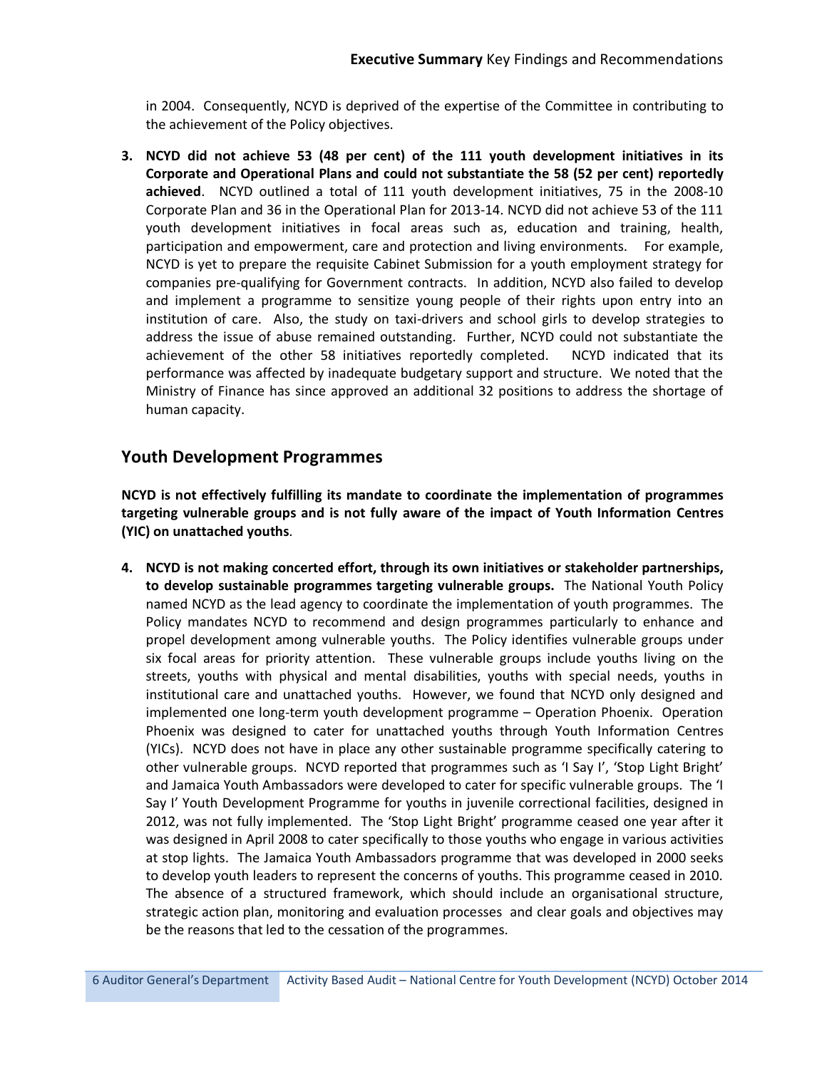in 2004. Consequently, NCYD is deprived of the expertise of the Committee in contributing to the achievement of the Policy objectives.

3. **NCYD did not achieve 53 (48 per cent) of the 111 youth development initiatives in its Corporate and Operational Plans and could not substantiate the 58 (52 per cent) reportedly achieved**. NCYD outlined a total of 111 youth development initiatives, 75 in the 2008-10 Corporate Plan and 36 in the Operational Plan for 2013-14. NCYD did not achieve 53 of the 111 youth development initiatives in focal areas such as, education and training, health, participation and empowerment, care and protection and living environments. For example, NCYD is yet to prepare the requisite Cabinet Submission for a youth employment strategy for companies pre-qualifying for Government contracts. In addition, NCYD also failed to develop and implement a programme to sensitize young people of their rights upon entry into an institution of care. Also, the study on taxi-drivers and school girls to develop strategies to address the issue of abuse remained outstanding. Further, NCYD could not substantiate the achievement of the other 58 initiatives reportedly completed. NCYD indicated that its performance was affected by inadequate budgetary support and structure. We noted that the Ministry of Finance has since approved an additional 32 positions to address the shortage of human capacity.

## Youth Development Programmes

**NCYD is not effectively fulfilling its mandate to coordinate the implementation of programmes targeting vulnerable groups and is not fully aware of the impact of Youth Information Centres (YIC) on unattached youths**.

4. **NCYD is not making concerted effort, through its own initiatives or stakeholder partnerships, to develop sustainable programmes targeting vulnerable groups.** The National Youth Policy named NCYD as the lead agency to coordinate the implementation of youth programmes. The Policy mandates NCYD to recommend and design programmes particularly to enhance and propel development among vulnerable youths. The Policy identifies vulnerable groups under six focal areas for priority attention. These vulnerable groups include youths living on the streets, youths with physical and mental disabilities, youths with special needs, youths in institutional care and unattached youths. However, we found that NCYD only designed and implemented one long-term youth development programme – Operation Phoenix. Operation Phoenix was designed to cater for unattached youths through Youth Information Centres (YICs). NCYD does not have in place any other sustainable programme specifically catering to other vulnerable groups. NCYD reported that programmes such as 'I Say I', 'Stop Light Bright' and Jamaica Youth Ambassadors were developed to cater for specific vulnerable groups. The 'I Say I' Youth Development Programme for youths in juvenile correctional facilities, designed in 2012, was not fully implemented. The 'Stop Light Bright' programme ceased one year after it was designed in April 2008 to cater specifically to those youths who engage in various activities at stop lights. The Jamaica Youth Ambassadors programme that was developed in 2000 seeks to develop youth leaders to represent the concerns of youths. This programme ceased in 2010. The absence of a structured framework, which should include an organisational structure, strategic action plan, monitoring and evaluation processes and clear goals and objectives may be the reasons that led to the cessation of the programmes.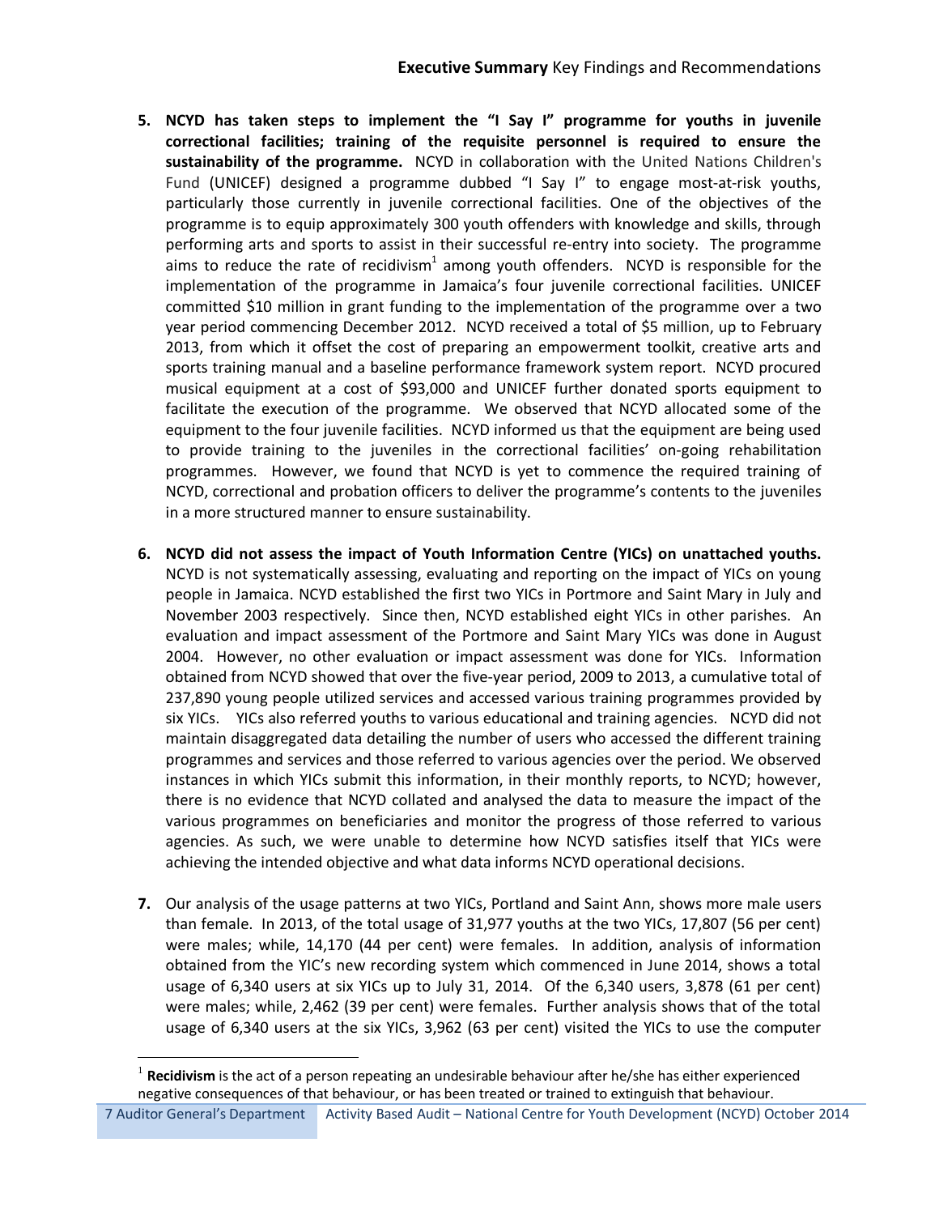5. **NCYD has taken steps to implement the "I Say I" programme for youths in juvenile correctional facilities; training of the requisite personnel is required to ensure the sustainability of the programme.** NCYD in collaboration with the United Nations Children's Fund (UNICEF) designed a programme dubbed "I Say I" to engage most-at-risk youths, particularly those currently in juvenile correctional facilities. One of the objectives of the programme is to equip approximately 300 youth offenders with knowledge and skills, through performing arts and sports to assist in their successful re-entry into society. The programme aims to reduce the rate of recidivism[1] among youth offenders. NCYD is responsible for the implementation of the programme in Jamaica's four juvenile correctional facilities. UNICEF committed $10 million in grant funding to the implementation of the programme over a two year period commencing December 2012. NCYD received a total of $5 million, up to February 2013, from which it offset the cost of preparing an empowerment toolkit, creative arts and sports training manual and a baseline performance framework system report. NCYD procured musical equipment at a cost of $93,000 and UNICEF further donated sports equipment to facilitate the execution of the programme. We observed that NCYD allocated some of the equipment to the four juvenile facilities. NCYD informed us that the equipment are being used to provide training to the juveniles in the correctional facilities' on-going rehabilitation programmes. However, we found that NCYD is yet to commence the required training of NCYD, correctional and probation officers to deliver the programme's contents to the juveniles in a more structured manner to ensure sustainability.

6. **NCYD did not assess the impact of Youth Information Centre (YICs) on unattached youths.** NCYD is not systematically assessing, evaluating and reporting on the impact of YICs on young people in Jamaica. NCYD established the first two YICs in Portmore and Saint Mary in July and November 2003 respectively. Since then, NCYD established eight YICs in other parishes. An evaluation and impact assessment of the Portmore and Saint Mary YICs was done in August 2004. However, no other evaluation or impact assessment was done for YICs. Information obtained from NCYD showed that over the five-year period, 2009 to 2013, a cumulative total of 237,890 young people utilized services and accessed various training programmes provided by six YICs. YICs also referred youths to various educational and training agencies. NCYD did not maintain disaggregated data detailing the number of users who accessed the different training programmes and services and those referred to various agencies over the period. We observed instances in which YICs submit this information, in their monthly reports, to NCYD; however, there is no evidence that NCYD collated and analysed the data to measure the impact of the various programmes on beneficiaries and monitor the progress of those referred to various agencies. As such, we were unable to determine how NCYD satisfies itself that YICs were achieving the intended objective and what data informs NCYD operational decisions.

7. Our analysis of the usage patterns at two YICs, Portland and Saint Ann, shows more male users than female. In 2013, of the total usage of 31,977 youths at the two YICs, 17,807 (56 per cent) were males; while, 14,170 (44 per cent) were females. In addition, analysis of information obtained from the YIC's new recording system which commenced in June 2014, shows a total usage of 6,340 users at six YICs up to July 31, 2014. Of the 6,340 users, 3,878 (61 per cent) were males; while, 2,462 (39 per cent) were females. Further analysis shows that of the total usage of 6,340 users at the six YICs, 3,962 (63 per cent) visited the YICs to use the computer

---

[1] **Recidivism** is the act of a person repeating an undesirable behaviour after he/she has either experienced negative consequences of that behaviour, or has been treated or trained to extinguish that behaviour.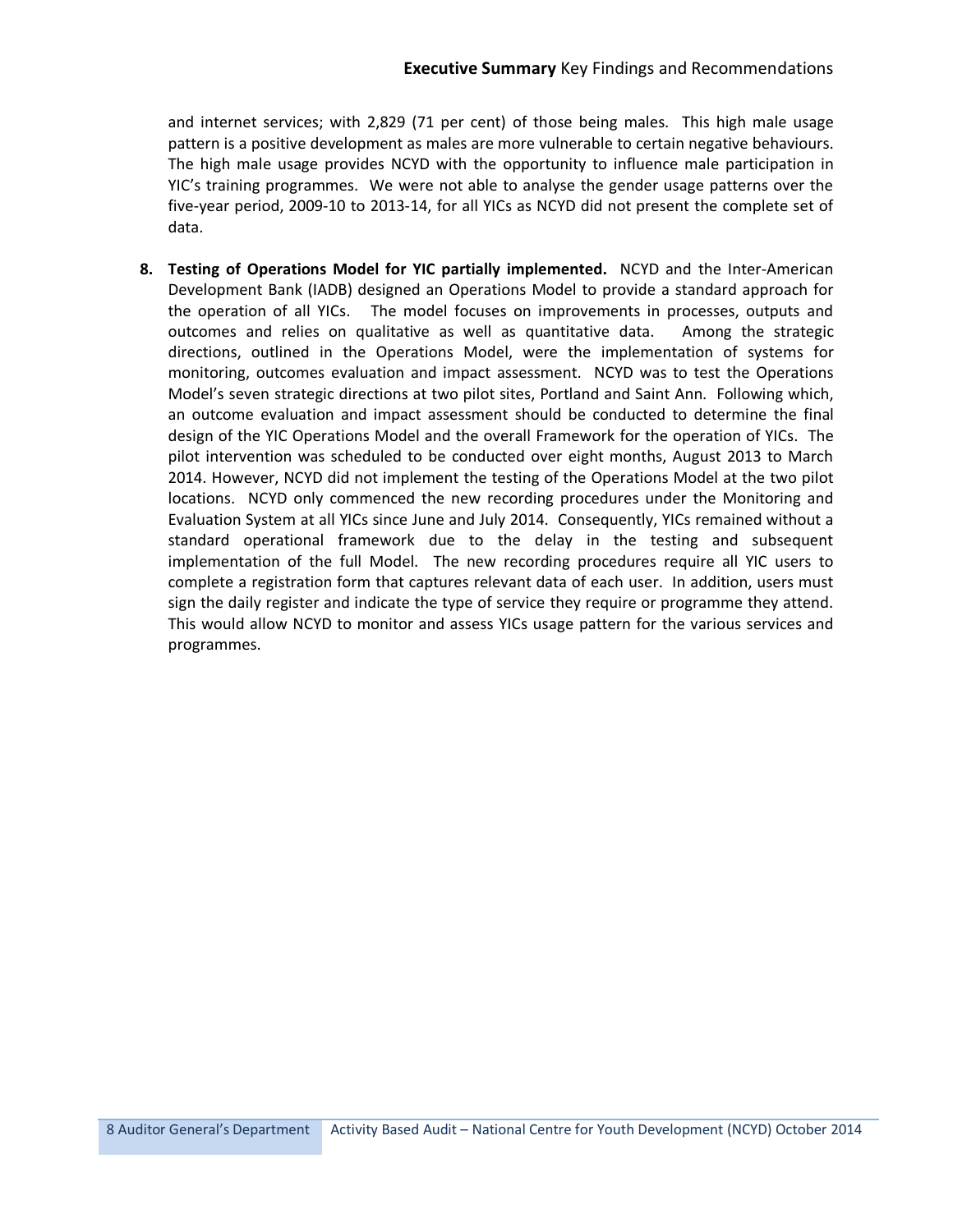and internet services; with 2,829 (71 per cent) of those being males. This high male usage pattern is a positive development as males are more vulnerable to certain negative behaviours. The high male usage provides NCYD with the opportunity to influence male participation in YIC's training programmes. We were not able to analyse the gender usage patterns over the five-year period, 2009-10 to 2013-14, for all YICs as NCYD did not present the complete set of data.

8. **Testing of Operations Model for YIC partially implemented.** NCYD and the Inter-American Development Bank (IADB) designed an Operations Model to provide a standard approach for the operation of all YICs. The model focuses on improvements in processes, outputs and outcomes and relies on qualitative as well as quantitative data. Among the strategic directions, outlined in the Operations Model, were the implementation of systems for monitoring, outcomes evaluation and impact assessment. NCYD was to test the Operations Model's seven strategic directions at two pilot sites, Portland and Saint Ann. Following which, an outcome evaluation and impact assessment should be conducted to determine the final design of the YIC Operations Model and the overall Framework for the operation of YICs. The pilot intervention was scheduled to be conducted over eight months, August 2013 to March 2014. However, NCYD did not implement the testing of the Operations Model at the two pilot locations. NCYD only commenced the new recording procedures under the Monitoring and Evaluation System at all YICs since June and July 2014. Consequently, YICs remained without a standard operational framework due to the delay in the testing and subsequent implementation of the full Model. The new recording procedures require all YIC users to complete a registration form that captures relevant data of each user. In addition, users must sign the daily register and indicate the type of service they require or programme they attend. This would allow NCYD to monitor and assess YICs usage pattern for the various services and programmes.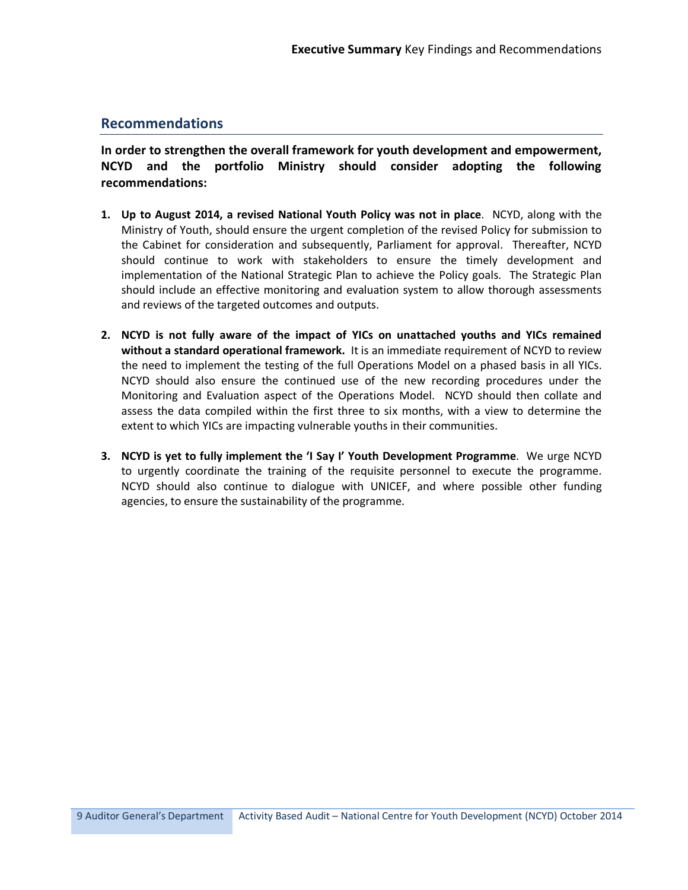## Recommendations

**In order to strengthen the overall framework for youth development and empowerment, NCYD and the portfolio Ministry should consider adopting the following recommendations:**

1. **Up to August 2014, a revised National Youth Policy was not in place**. NCYD, along with the Ministry of Youth, should ensure the urgent completion of the revised Policy for submission to the Cabinet for consideration and subsequently, Parliament for approval. Thereafter, NCYD should continue to work with stakeholders to ensure the timely development and implementation of the National Strategic Plan to achieve the Policy goals. The Strategic Plan should include an effective monitoring and evaluation system to allow thorough assessments and reviews of the targeted outcomes and outputs.

2. **NCYD is not fully aware of the impact of YICs on unattached youths and YICs remained without a standard operational framework.** It is an immediate requirement of NCYD to review the need to implement the testing of the full Operations Model on a phased basis in all YICs. NCYD should also ensure the continued use of the new recording procedures under the Monitoring and Evaluation aspect of the Operations Model. NCYD should then collate and assess the data compiled within the first three to six months, with a view to determine the extent to which YICs are impacting vulnerable youths in their communities.

3. **NCYD is yet to fully implement the 'I Say I' Youth Development Programme**. We urge NCYD to urgently coordinate the training of the requisite personnel to execute the programme. NCYD should also continue to dialogue with UNICEF, and where possible other funding agencies, to ensure the sustainability of the programme.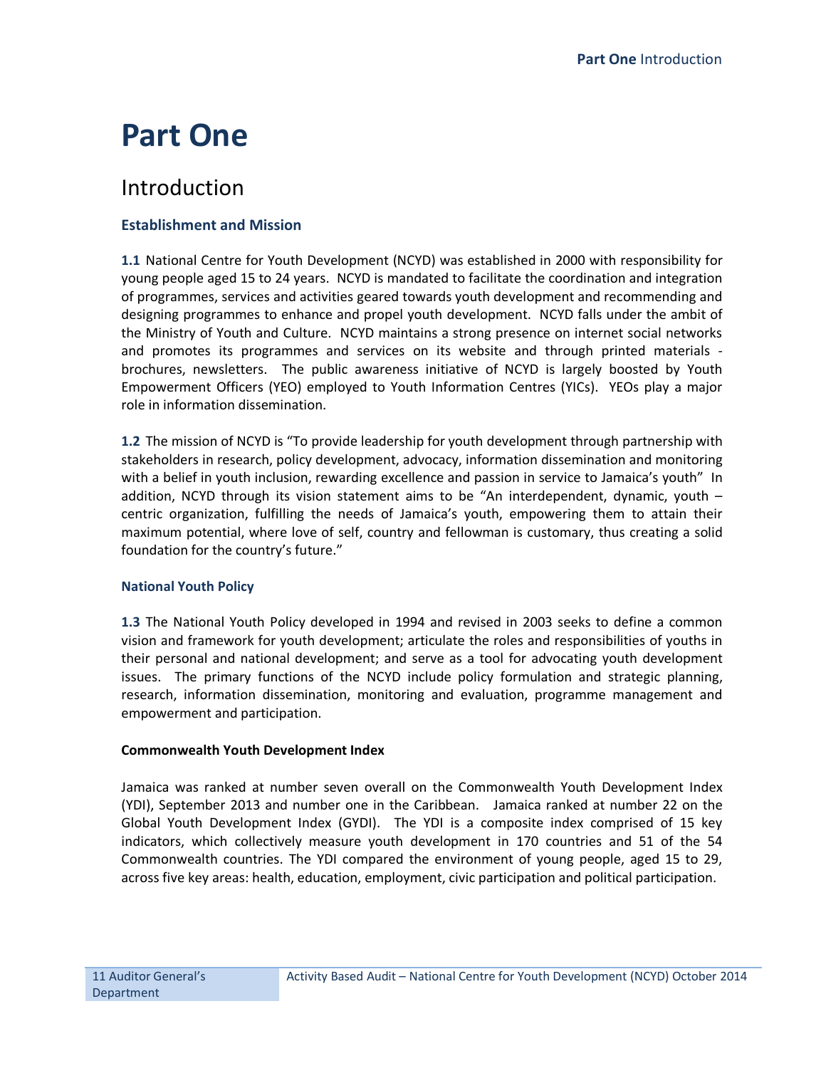# Part One

## Introduction

### Establishment and Mission

**1.1** National Centre for Youth Development (NCYD) was established in 2000 with responsibility for young people aged 15 to 24 years. NCYD is mandated to facilitate the coordination and integration of programmes, services and activities geared towards youth development and recommending and designing programmes to enhance and propel youth development. NCYD falls under the ambit of the Ministry of Youth and Culture. NCYD maintains a strong presence on internet social networks and promotes its programmes and services on its website and through printed materials - brochures, newsletters. The public awareness initiative of NCYD is largely boosted by Youth Empowerment Officers (YEO) employed to Youth Information Centres (YICs). YEOs play a major role in information dissemination.

**1.2** The mission of NCYD is "To provide leadership for youth development through partnership with stakeholders in research, policy development, advocacy, information dissemination and monitoring with a belief in youth inclusion, rewarding excellence and passion in service to Jamaica's youth" In addition, NCYD through its vision statement aims to be "An interdependent, dynamic, youth – centric organization, fulfilling the needs of Jamaica's youth, empowering them to attain their maximum potential, where love of self, country and fellowman is customary, thus creating a solid foundation for the country's future."

### National Youth Policy

**1.3** The National Youth Policy developed in 1994 and revised in 2003 seeks to define a common vision and framework for youth development; articulate the roles and responsibilities of youths in their personal and national development; and serve as a tool for advocating youth development issues. The primary functions of the NCYD include policy formulation and strategic planning, research, information dissemination, monitoring and evaluation, programme management and empowerment and participation.

**Commonwealth Youth Development Index**

Jamaica was ranked at number seven overall on the Commonwealth Youth Development Index (YDI), September 2013 and number one in the Caribbean. Jamaica ranked at number 22 on the Global Youth Development Index (GYDI). The YDI is a composite index comprised of 15 key indicators, which collectively measure youth development in 170 countries and 51 of the 54 Commonwealth countries. The YDI compared the environment of young people, aged 15 to 29, across five key areas: health, education, employment, civic participation and political participation.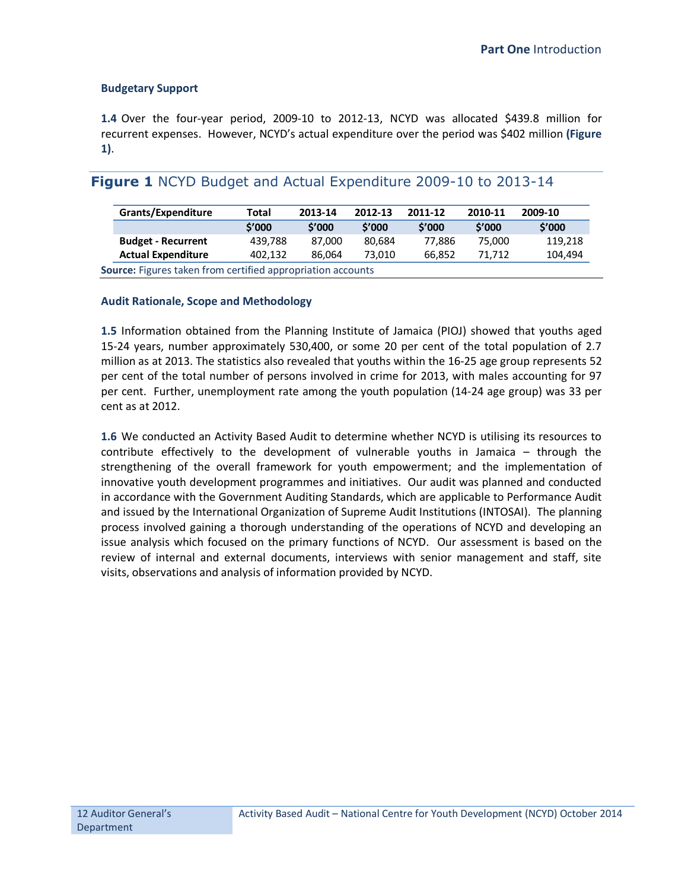### Budgetary Support

**1.4** Over the four-year period, 2009-10 to 2012-13, NCYD was allocated $439.8 million for recurrent expenses. However, NCYD's actual expenditure over the period was $402 million **(Figure 1)**.

## Figure 1 NCYD Budget and Actual Expenditure 2009-10 to 2013-14

| Grants/Expenditure | Total | 2013-14 | 2012-13 | 2011-12 | 2010-11 | 2009-10 |
|---|---|---|---|---|---|---|
| | $'000 | $'000 | $'000 | $'000 | $'000 | $'000 |
| **Budget - Recurrent** | 439,788 | 87,000 | 80,684 | 77,886 | 75,000 | 119,218 |
| **Actual Expenditure** | 402,132 | 86,064 | 73,010 | 66,852 | 71,712 | 104,494 |

**Source:** Figures taken from certified appropriation accounts

### Audit Rationale, Scope and Methodology

**1.5** Information obtained from the Planning Institute of Jamaica (PIOJ) showed that youths aged 15-24 years, number approximately 530,400, or some 20 per cent of the total population of 2.7 million as at 2013. The statistics also revealed that youths within the 16-25 age group represents 52 per cent of the total number of persons involved in crime for 2013, with males accounting for 97 per cent. Further, unemployment rate among the youth population (14-24 age group) was 33 per cent as at 2012.

**1.6** We conducted an Activity Based Audit to determine whether NCYD is utilising its resources to contribute effectively to the development of vulnerable youths in Jamaica – through the strengthening of the overall framework for youth empowerment; and the implementation of innovative youth development programmes and initiatives. Our audit was planned and conducted in accordance with the Government Auditing Standards, which are applicable to Performance Audit and issued by the International Organization of Supreme Audit Institutions (INTOSAI). The planning process involved gaining a thorough understanding of the operations of NCYD and developing an issue analysis which focused on the primary functions of NCYD. Our assessment is based on the review of internal and external documents, interviews with senior management and staff, site visits, observations and analysis of information provided by NCYD.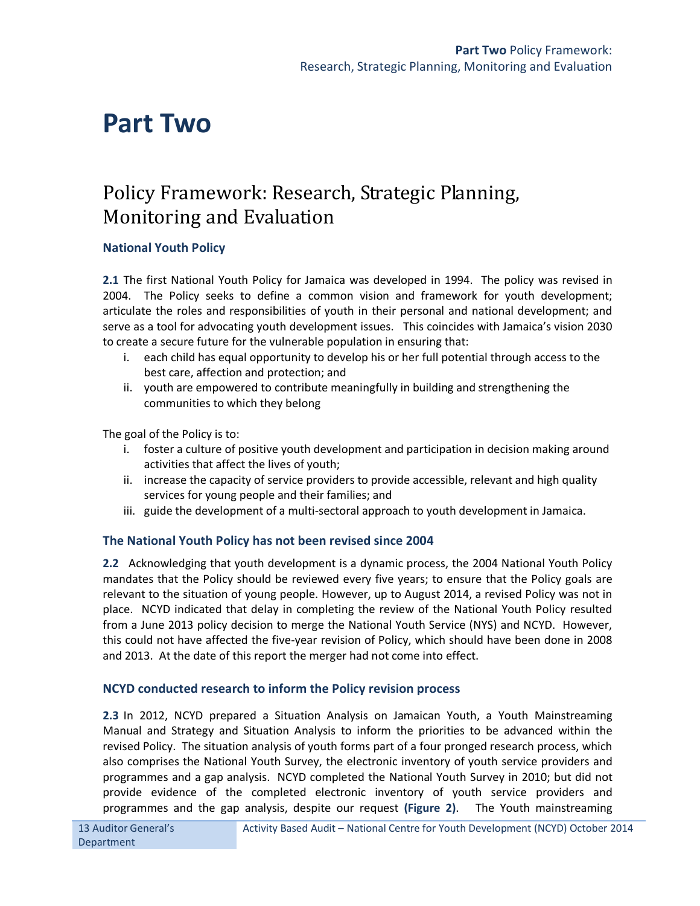# Part Two

## Policy Framework: Research, Strategic Planning, Monitoring and Evaluation

### National Youth Policy

**2.1** The first National Youth Policy for Jamaica was developed in 1994. The policy was revised in 2004. The Policy seeks to define a common vision and framework for youth development; articulate the roles and responsibilities of youth in their personal and national development; and serve as a tool for advocating youth development issues. This coincides with Jamaica's vision 2030 to create a secure future for the vulnerable population in ensuring that:

i. each child has equal opportunity to develop his or her full potential through access to the best care, affection and protection; and
ii. youth are empowered to contribute meaningfully in building and strengthening the communities to which they belong

The goal of the Policy is to:

i. foster a culture of positive youth development and participation in decision making around activities that affect the lives of youth;
ii. increase the capacity of service providers to provide accessible, relevant and high quality services for young people and their families; and
iii. guide the development of a multi-sectoral approach to youth development in Jamaica.

### The National Youth Policy has not been revised since 2004

**2.2** Acknowledging that youth development is a dynamic process, the 2004 National Youth Policy mandates that the Policy should be reviewed every five years; to ensure that the Policy goals are relevant to the situation of young people. However, up to August 2014, a revised Policy was not in place. NCYD indicated that delay in completing the review of the National Youth Policy resulted from a June 2013 policy decision to merge the National Youth Service (NYS) and NCYD. However, this could not have affected the five-year revision of Policy, which should have been done in 2008 and 2013. At the date of this report the merger had not come into effect.

### NCYD conducted research to inform the Policy revision process

**2.3** In 2012, NCYD prepared a Situation Analysis on Jamaican Youth, a Youth Mainstreaming Manual and Strategy and Situation Analysis to inform the priorities to be advanced within the revised Policy. The situation analysis of youth forms part of a four pronged research process, which also comprises the National Youth Survey, the electronic inventory of youth service providers and programmes and a gap analysis. NCYD completed the National Youth Survey in 2010; but did not provide evidence of the completed electronic inventory of youth service providers and programmes and the gap analysis, despite our request **(Figure 2)**. The Youth mainstreaming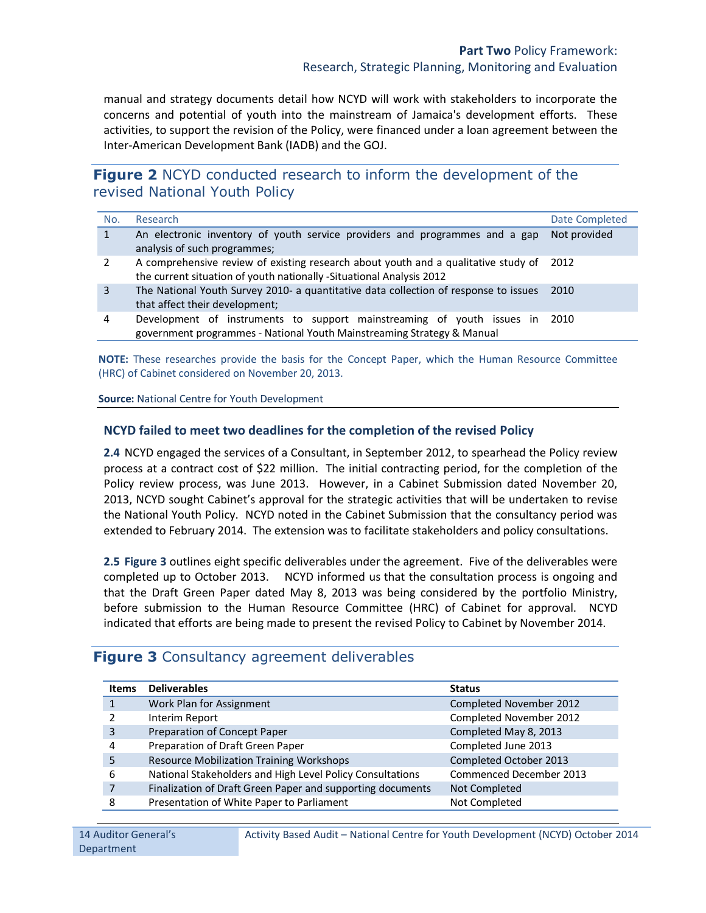manual and strategy documents detail how NCYD will work with stakeholders to incorporate the concerns and potential of youth into the mainstream of Jamaica's development efforts. These activities, to support the revision of the Policy, were financed under a loan agreement between the Inter-American Development Bank (IADB) and the GOJ.

## **Figure 2** NCYD conducted research to inform the development of the revised National Youth Policy

| No. | Research | Date Completed |
|---|---|---|
| 1 | An electronic inventory of youth service providers and programmes and a gap analysis of such programmes; | Not provided |
| 2 | A comprehensive review of existing research about youth and a qualitative study of the current situation of youth nationally -Situational Analysis 2012 | 2012 |
| 3 | The National Youth Survey 2010- a quantitative data collection of response to issues that affect their development; | 2010 |
| 4 | Development of instruments to support mainstreaming of youth issues in government programmes - National Youth Mainstreaming Strategy & Manual | 2010 |

**NOTE:** These researches provide the basis for the Concept Paper, which the Human Resource Committee (HRC) of Cabinet considered on November 20, 2013.

**Source:** National Centre for Youth Development

### NCYD failed to meet two deadlines for the completion of the revised Policy

**2.4** NCYD engaged the services of a Consultant, in September 2012, to spearhead the Policy review process at a contract cost of $22 million. The initial contracting period, for the completion of the Policy review process, was June 2013. However, in a Cabinet Submission dated November 20, 2013, NCYD sought Cabinet's approval for the strategic activities that will be undertaken to revise the National Youth Policy. NCYD noted in the Cabinet Submission that the consultancy period was extended to February 2014. The extension was to facilitate stakeholders and policy consultations.

**2.5** **Figure 3** outlines eight specific deliverables under the agreement. Five of the deliverables were completed up to October 2013. NCYD informed us that the consultation process is ongoing and that the Draft Green Paper dated May 8, 2013 was being considered by the portfolio Ministry, before submission to the Human Resource Committee (HRC) of Cabinet for approval. NCYD indicated that efforts are being made to present the revised Policy to Cabinet by November 2014.

## **Figure 3** Consultancy agreement deliverables

| Items | Deliverables | Status |
|---|---|---|
| 1 | Work Plan for Assignment | Completed November 2012 |
| 2 | Interim Report | Completed November 2012 |
| 3 | Preparation of Concept Paper | Completed May 8, 2013 |
| 4 | Preparation of Draft Green Paper | Completed June 2013 |
| 5 | Resource Mobilization Training Workshops | Completed October 2013 |
| 6 | National Stakeholders and High Level Policy Consultations | Commenced December 2013 |
| 7 | Finalization of Draft Green Paper and supporting documents | Not Completed |
| 8 | Presentation of White Paper to Parliament | Not Completed |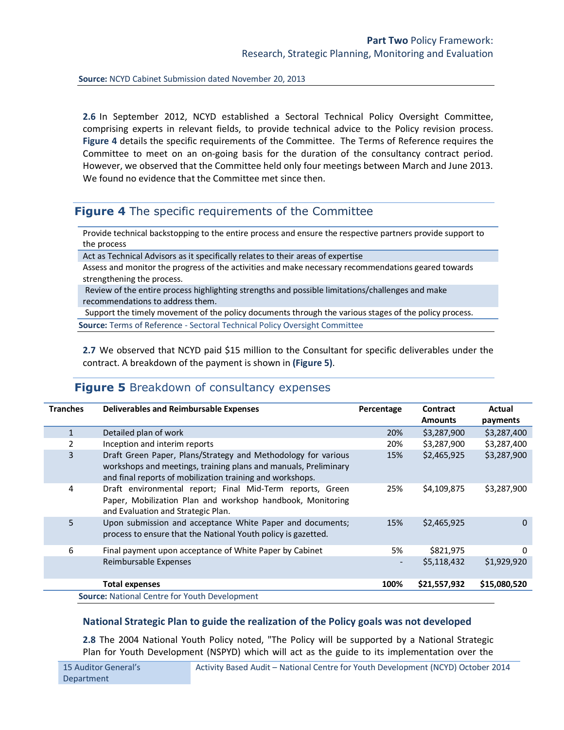**Source:** NCYD Cabinet Submission dated November 20, 2013

**2.6** In September 2012, NCYD established a Sectoral Technical Policy Oversight Committee, comprising experts in relevant fields, to provide technical advice to the Policy revision process. **Figure 4** details the specific requirements of the Committee. The Terms of Reference requires the Committee to meet on an on-going basis for the duration of the consultancy contract period. However, we observed that the Committee held only four meetings between March and June 2013. We found no evidence that the Committee met since then.

## Figure 4 The specific requirements of the Committee

| |
|---|
| Provide technical backstopping to the entire process and ensure the respective partners provide support to the process |
| Act as Technical Advisors as it specifically relates to their areas of expertise |
| Assess and monitor the progress of the activities and make necessary recommendations geared towards strengthening the process. |
| Review of the entire process highlighting strengths and possible limitations/challenges and make recommendations to address them. |
| Support the timely movement of the policy documents through the various stages of the policy process. |

**Source:** Terms of Reference - Sectoral Technical Policy Oversight Committee

**2.7** We observed that NCYD paid $15 million to the Consultant for specific deliverables under the contract. A breakdown of the payment is shown in **(Figure 5)**.

## Figure 5 Breakdown of consultancy expenses

| Tranches | Deliverables and Reimbursable Expenses | Percentage | Contract Amounts | Actual payments |
|---|---|---|---|---|
| 1 | Detailed plan of work | 20% | $3,287,900 | $3,287,400 |
| 2 | Inception and interim reports | 20% | $3,287,900 | $3,287,400 |
| 3 | Draft Green Paper, Plans/Strategy and Methodology for various workshops and meetings, training plans and manuals, Preliminary and final reports of mobilization training and workshops. | 15% | $2,465,925 | $3,287,900 |
| 4 | Draft environmental report; Final Mid-Term reports, Green Paper, Mobilization Plan and workshop handbook, Monitoring and Evaluation and Strategic Plan. | 25% | $4,109,875 | $3,287,900 |
| 5 | Upon submission and acceptance White Paper and documents; process to ensure that the National Youth policy is gazetted. | 15% | $2,465,925 | 0 |
| 6 | Final payment upon acceptance of White Paper by Cabinet | 5% | $821,975 | 0 |
| | Reimbursable Expenses | - | $5,118,432 | $1,929,920 |
| | **Total expenses** | **100%** | **$21,557,932** | **$15,080,520** |

**Source:** National Centre for Youth Development

### National Strategic Plan to guide the realization of the Policy goals was not developed

**2.8** The 2004 National Youth Policy noted, "The Policy will be supported by a National Strategic Plan for Youth Development (NSPYD) which will act as the guide to its implementation over the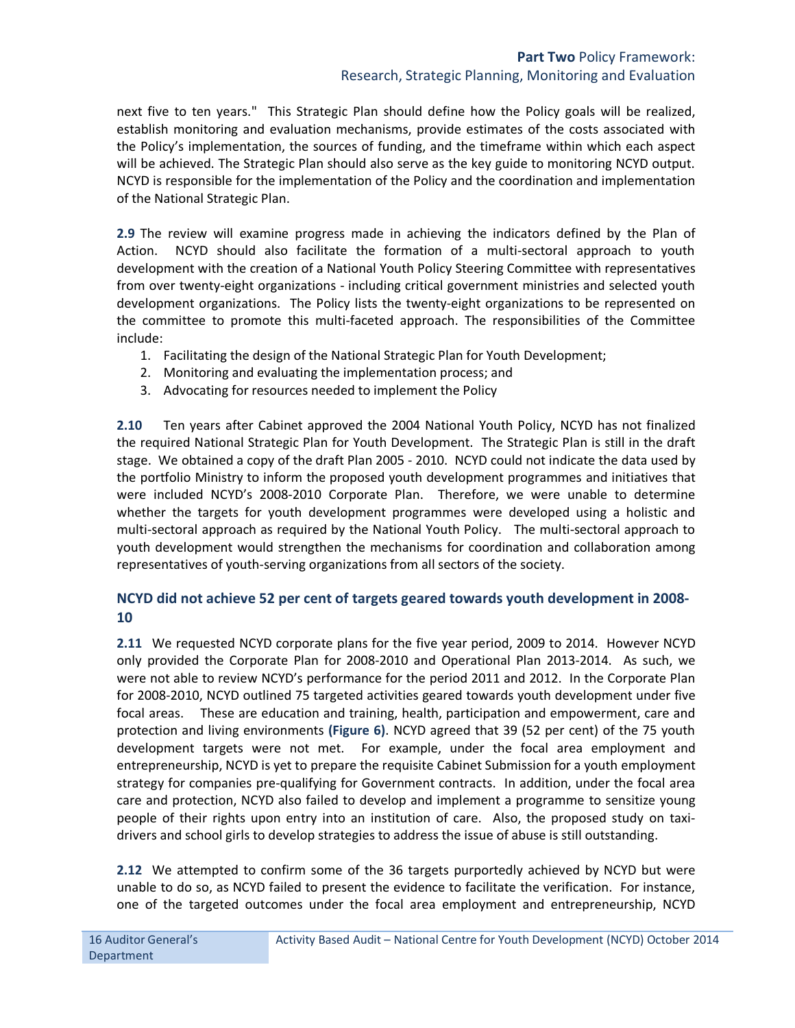next five to ten years." This Strategic Plan should define how the Policy goals will be realized, establish monitoring and evaluation mechanisms, provide estimates of the costs associated with the Policy's implementation, the sources of funding, and the timeframe within which each aspect will be achieved. The Strategic Plan should also serve as the key guide to monitoring NCYD output. NCYD is responsible for the implementation of the Policy and the coordination and implementation of the National Strategic Plan.

**2.9** The review will examine progress made in achieving the indicators defined by the Plan of Action. NCYD should also facilitate the formation of a multi-sectoral approach to youth development with the creation of a National Youth Policy Steering Committee with representatives from over twenty-eight organizations - including critical government ministries and selected youth development organizations. The Policy lists the twenty-eight organizations to be represented on the committee to promote this multi-faceted approach. The responsibilities of the Committee include:

1. Facilitating the design of the National Strategic Plan for Youth Development;
2. Monitoring and evaluating the implementation process; and
3. Advocating for resources needed to implement the Policy

**2.10** Ten years after Cabinet approved the 2004 National Youth Policy, NCYD has not finalized the required National Strategic Plan for Youth Development. The Strategic Plan is still in the draft stage. We obtained a copy of the draft Plan 2005 - 2010. NCYD could not indicate the data used by the portfolio Ministry to inform the proposed youth development programmes and initiatives that were included NCYD's 2008-2010 Corporate Plan. Therefore, we were unable to determine whether the targets for youth development programmes were developed using a holistic and multi-sectoral approach as required by the National Youth Policy. The multi-sectoral approach to youth development would strengthen the mechanisms for coordination and collaboration among representatives of youth-serving organizations from all sectors of the society.

### NCYD did not achieve 52 per cent of targets geared towards youth development in 2008-10

**2.11** We requested NCYD corporate plans for the five year period, 2009 to 2014. However NCYD only provided the Corporate Plan for 2008-2010 and Operational Plan 2013-2014. As such, we were not able to review NCYD's performance for the period 2011 and 2012. In the Corporate Plan for 2008-2010, NCYD outlined 75 targeted activities geared towards youth development under five focal areas. These are education and training, health, participation and empowerment, care and protection and living environments **(Figure 6)**. NCYD agreed that 39 (52 per cent) of the 75 youth development targets were not met. For example, under the focal area employment and entrepreneurship, NCYD is yet to prepare the requisite Cabinet Submission for a youth employment strategy for companies pre-qualifying for Government contracts. In addition, under the focal area care and protection, NCYD also failed to develop and implement a programme to sensitize young people of their rights upon entry into an institution of care. Also, the proposed study on taxi-drivers and school girls to develop strategies to address the issue of abuse is still outstanding.

**2.12** We attempted to confirm some of the 36 targets purportedly achieved by NCYD but were unable to do so, as NCYD failed to present the evidence to facilitate the verification. For instance, one of the targeted outcomes under the focal area employment and entrepreneurship, NCYD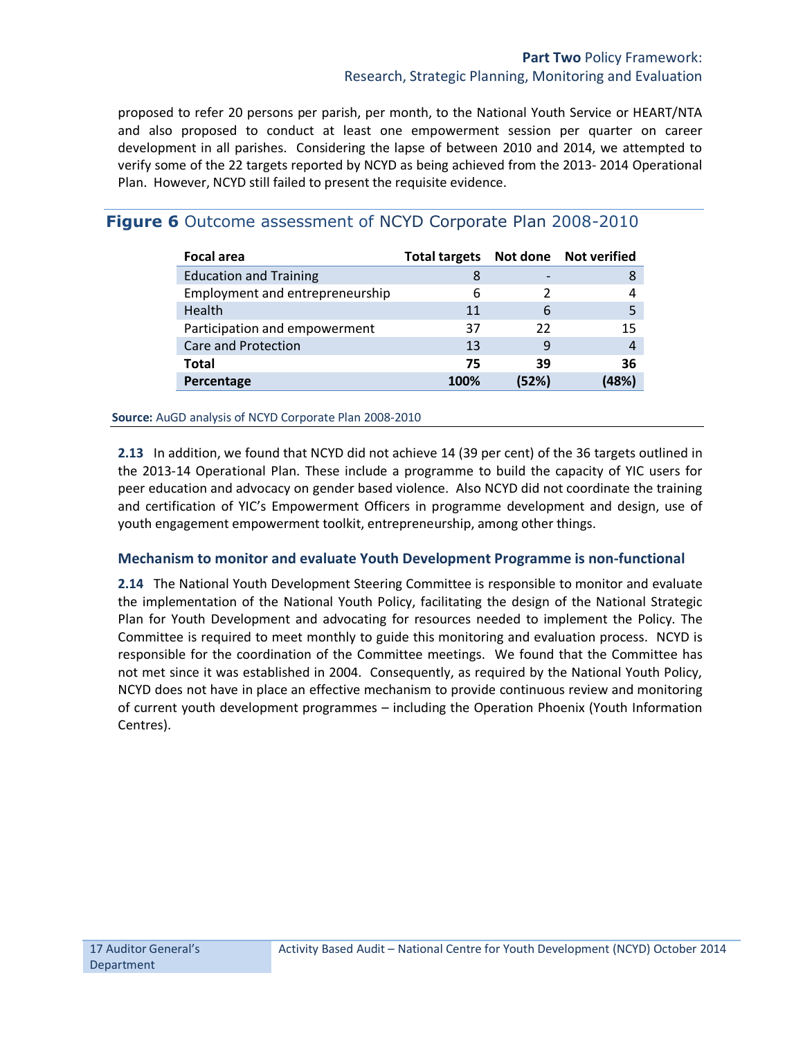proposed to refer 20 persons per parish, per month, to the National Youth Service or HEART/NTA and also proposed to conduct at least one empowerment session per quarter on career development in all parishes. Considering the lapse of between 2010 and 2014, we attempted to verify some of the 22 targets reported by NCYD as being achieved from the 2013- 2014 Operational Plan. However, NCYD still failed to present the requisite evidence.

**Figure 6** Outcome assessment of NCYD Corporate Plan 2008-2010

| Focal area | Total targets | Not done | Not verified |
|---|---|---|---|
| Education and Training | 8 | - | 8 |
| Employment and entrepreneurship | 6 | 2 | 4 |
| Health | 11 | 6 | 5 |
| Participation and empowerment | 37 | 22 | 15 |
| Care and Protection | 13 | 9 | 4 |
| **Total** | **75** | **39** | **36** |
| **Percentage** | **100%** | **(52%)** | **(48%)** |

**Source:** AuGD analysis of NCYD Corporate Plan 2008-2010

**2.13** In addition, we found that NCYD did not achieve 14 (39 per cent) of the 36 targets outlined in the 2013-14 Operational Plan. These include a programme to build the capacity of YIC users for peer education and advocacy on gender based violence. Also NCYD did not coordinate the training and certification of YIC's Empowerment Officers in programme development and design, use of youth engagement empowerment toolkit, entrepreneurship, among other things.

### Mechanism to monitor and evaluate Youth Development Programme is non-functional

**2.14** The National Youth Development Steering Committee is responsible to monitor and evaluate the implementation of the National Youth Policy, facilitating the design of the National Strategic Plan for Youth Development and advocating for resources needed to implement the Policy. The Committee is required to meet monthly to guide this monitoring and evaluation process. NCYD is responsible for the coordination of the Committee meetings. We found that the Committee has not met since it was established in 2004. Consequently, as required by the National Youth Policy, NCYD does not have in place an effective mechanism to provide continuous review and monitoring of current youth development programmes – including the Operation Phoenix (Youth Information Centres).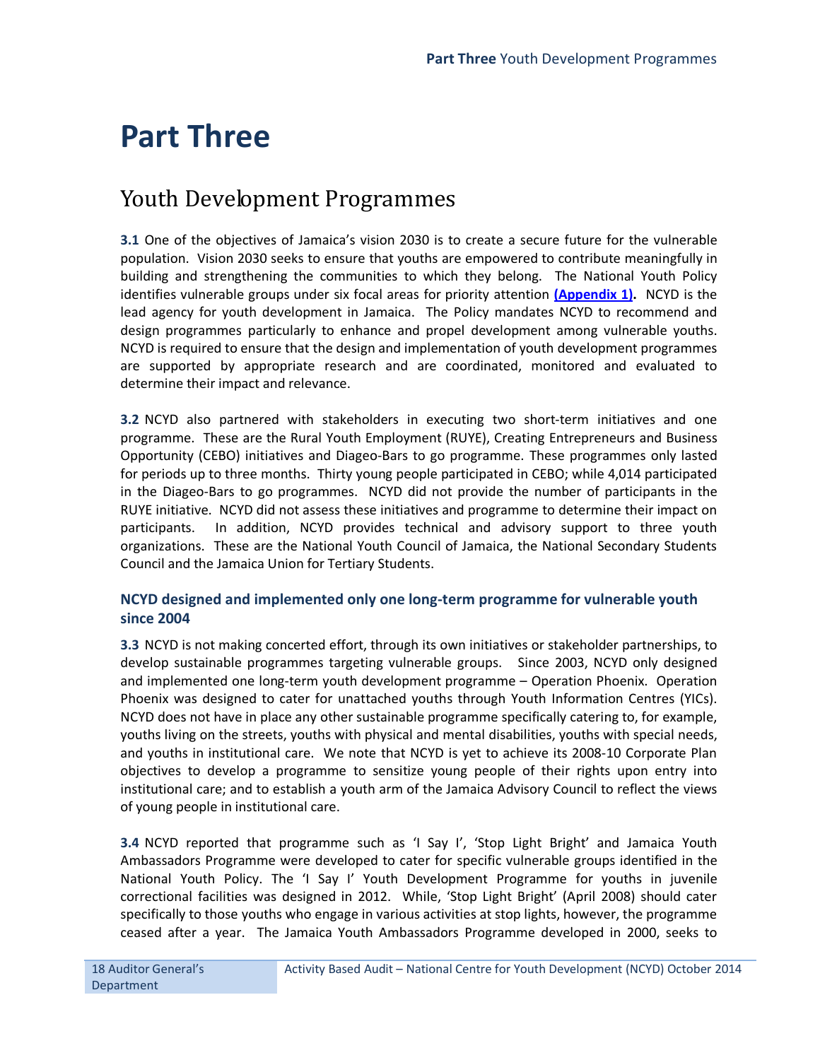# Part Three

## Youth Development Programmes

**3.1** One of the objectives of Jamaica's vision 2030 is to create a secure future for the vulnerable population. Vision 2030 seeks to ensure that youths are empowered to contribute meaningfully in building and strengthening the communities to which they belong. The National Youth Policy identifies vulnerable groups under six focal areas for priority attention **(Appendix 1).** NCYD is the lead agency for youth development in Jamaica. The Policy mandates NCYD to recommend and design programmes particularly to enhance and propel development among vulnerable youths. NCYD is required to ensure that the design and implementation of youth development programmes are supported by appropriate research and are coordinated, monitored and evaluated to determine their impact and relevance.

**3.2** NCYD also partnered with stakeholders in executing two short-term initiatives and one programme. These are the Rural Youth Employment (RUYE), Creating Entrepreneurs and Business Opportunity (CEBO) initiatives and Diageo-Bars to go programme. These programmes only lasted for periods up to three months. Thirty young people participated in CEBO; while 4,014 participated in the Diageo-Bars to go programmes. NCYD did not provide the number of participants in the RUYE initiative. NCYD did not assess these initiatives and programme to determine their impact on participants. In addition, NCYD provides technical and advisory support to three youth organizations. These are the National Youth Council of Jamaica, the National Secondary Students Council and the Jamaica Union for Tertiary Students.

### NCYD designed and implemented only one long-term programme for vulnerable youth since 2004

**3.3** NCYD is not making concerted effort, through its own initiatives or stakeholder partnerships, to develop sustainable programmes targeting vulnerable groups. Since 2003, NCYD only designed and implemented one long-term youth development programme – Operation Phoenix. Operation Phoenix was designed to cater for unattached youths through Youth Information Centres (YICs). NCYD does not have in place any other sustainable programme specifically catering to, for example, youths living on the streets, youths with physical and mental disabilities, youths with special needs, and youths in institutional care. We note that NCYD is yet to achieve its 2008-10 Corporate Plan objectives to develop a programme to sensitize young people of their rights upon entry into institutional care; and to establish a youth arm of the Jamaica Advisory Council to reflect the views of young people in institutional care.

**3.4** NCYD reported that programme such as 'I Say I', 'Stop Light Bright' and Jamaica Youth Ambassadors Programme were developed to cater for specific vulnerable groups identified in the National Youth Policy. The 'I Say I' Youth Development Programme for youths in juvenile correctional facilities was designed in 2012. While, 'Stop Light Bright' (April 2008) should cater specifically to those youths who engage in various activities at stop lights, however, the programme ceased after a year. The Jamaica Youth Ambassadors Programme developed in 2000, seeks to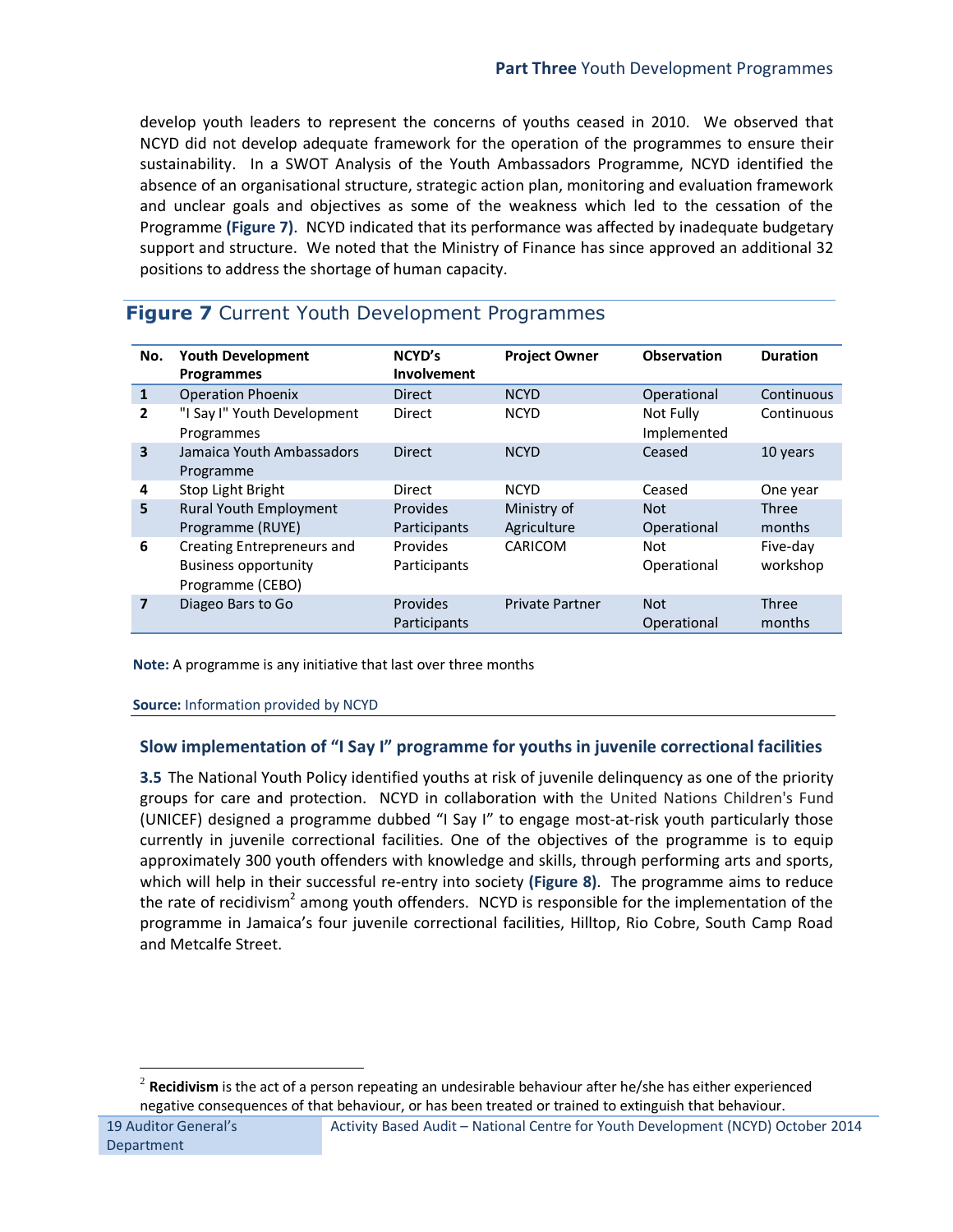develop youth leaders to represent the concerns of youths ceased in 2010. We observed that NCYD did not develop adequate framework for the operation of the programmes to ensure their sustainability. In a SWOT Analysis of the Youth Ambassadors Programme, NCYD identified the absence of an organisational structure, strategic action plan, monitoring and evaluation framework and unclear goals and objectives as some of the weakness which led to the cessation of the Programme **(Figure 7)**. NCYD indicated that its performance was affected by inadequate budgetary support and structure. We noted that the Ministry of Finance has since approved an additional 32 positions to address the shortage of human capacity.

## Figure 7 Current Youth Development Programmes

| No. | Youth Development Programmes | NCYD's Involvement | Project Owner | Observation | Duration |
|---|---|---|---|---|---|
| 1 | Operation Phoenix | Direct | NCYD | Operational | Continuous |
| 2 | "I Say I" Youth Development Programmes | Direct | NCYD | Not Fully Implemented | Continuous |
| 3 | Jamaica Youth Ambassadors Programme | Direct | NCYD | Ceased | 10 years |
| 4 | Stop Light Bright | Direct | NCYD | Ceased | One year |
| 5 | Rural Youth Employment Programme (RUYE) | Provides Participants | Ministry of Agriculture | Not Operational | Three months |
| 6 | Creating Entrepreneurs and Business opportunity Programme (CEBO) | Provides Participants | CARICOM | Not Operational | Five-day workshop |
| 7 | Diageo Bars to Go | Provides Participants | Private Partner | Not Operational | Three months |

**Note:** A programme is any initiative that last over three months

**Source:** Information provided by NCYD

### Slow implementation of "I Say I" programme for youths in juvenile correctional facilities

**3.5** The National Youth Policy identified youths at risk of juvenile delinquency as one of the priority groups for care and protection. NCYD in collaboration with the United Nations Children's Fund (UNICEF) designed a programme dubbed "I Say I" to engage most-at-risk youth particularly those currently in juvenile correctional facilities. One of the objectives of the programme is to equip approximately 300 youth offenders with knowledge and skills, through performing arts and sports, which will help in their successful re-entry into society **(Figure 8)**. The programme aims to reduce the rate of recidivism[2] among youth offenders. NCYD is responsible for the implementation of the programme in Jamaica's four juvenile correctional facilities, Hilltop, Rio Cobre, South Camp Road and Metcalfe Street.

[2] **Recidivism** is the act of a person repeating an undesirable behaviour after he/she has either experienced negative consequences of that behaviour, or has been treated or trained to extinguish that behaviour.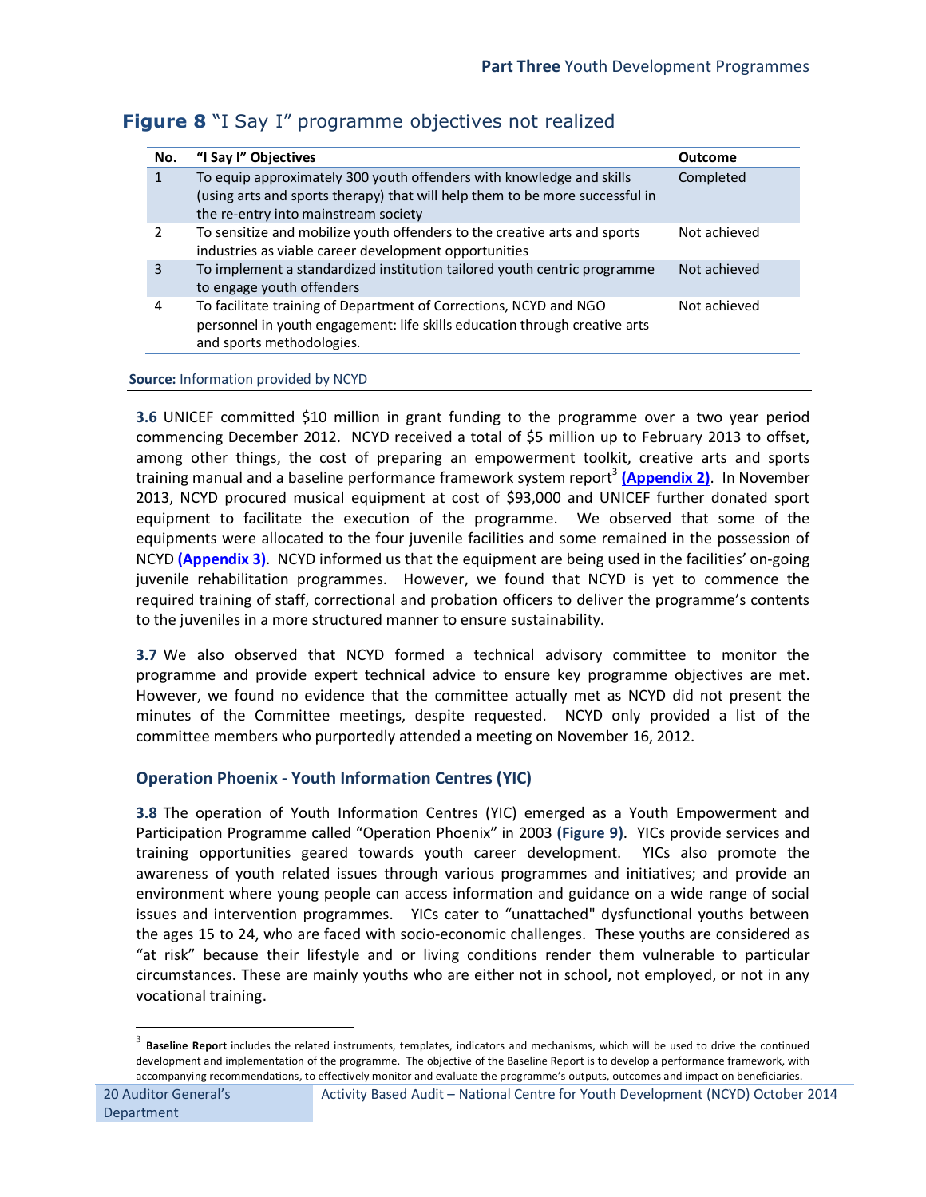## Figure 8 "I Say I" programme objectives not realized

| No. | "I Say I" Objectives | Outcome |
|---|---|---|
| 1 | To equip approximately 300 youth offenders with knowledge and skills (using arts and sports therapy) that will help them to be more successful in the re-entry into mainstream society | Completed |
| 2 | To sensitize and mobilize youth offenders to the creative arts and sports industries as viable career development opportunities | Not achieved |
| 3 | To implement a standardized institution tailored youth centric programme to engage youth offenders | Not achieved |
| 4 | To facilitate training of Department of Corrections, NCYD and NGO personnel in youth engagement: life skills education through creative arts and sports methodologies. | Not achieved |

**Source:** Information provided by NCYD

**3.6** UNICEF committed $10 million in grant funding to the programme over a two year period commencing December 2012. NCYD received a total of $5 million up to February 2013 to offset, among other things, the cost of preparing an empowerment toolkit, creative arts and sports training manual and a baseline performance framework system report[3] **(Appendix 2)**. In November 2013, NCYD procured musical equipment at cost of $93,000 and UNICEF further donated sport equipment to facilitate the execution of the programme. We observed that some of the equipments were allocated to the four juvenile facilities and some remained in the possession of NCYD **(Appendix 3)**. NCYD informed us that the equipment are being used in the facilities' on-going juvenile rehabilitation programmes. However, we found that NCYD is yet to commence the required training of staff, correctional and probation officers to deliver the programme's contents to the juveniles in a more structured manner to ensure sustainability.

**3.7** We also observed that NCYD formed a technical advisory committee to monitor the programme and provide expert technical advice to ensure key programme objectives are met. However, we found no evidence that the committee actually met as NCYD did not present the minutes of the Committee meetings, despite requested. NCYD only provided a list of the committee members who purportedly attended a meeting on November 16, 2012.

### Operation Phoenix - Youth Information Centres (YIC)

**3.8** The operation of Youth Information Centres (YIC) emerged as a Youth Empowerment and Participation Programme called "Operation Phoenix" in 2003 **(Figure 9)**. YICs provide services and training opportunities geared towards youth career development. YICs also promote the awareness of youth related issues through various programmes and initiatives; and provide an environment where young people can access information and guidance on a wide range of social issues and intervention programmes. YICs cater to "unattached" dysfunctional youths between the ages 15 to 24, who are faced with socio-economic challenges. These youths are considered as "at risk" because their lifestyle and or living conditions render them vulnerable to particular circumstances. These are mainly youths who are either not in school, not employed, or not in any vocational training.

[3] **Baseline Report** includes the related instruments, templates, indicators and mechanisms, which will be used to drive the continued development and implementation of the programme. The objective of the Baseline Report is to develop a performance framework, with accompanying recommendations, to effectively monitor and evaluate the programme's outputs, outcomes and impact on beneficiaries.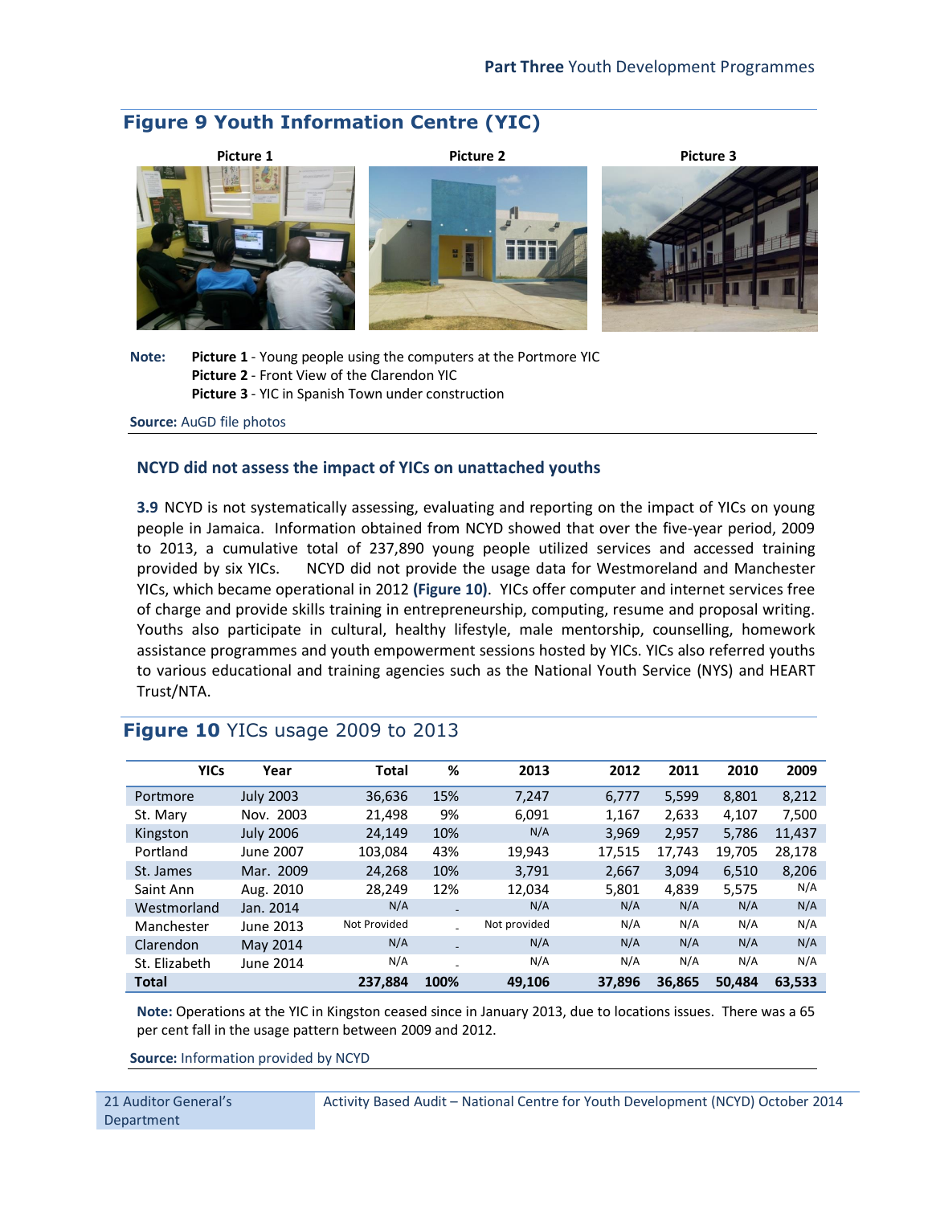## Figure 9 Youth Information Centre (YIC)

Picture 1 | Picture 2 | Picture 3

**Note:** **Picture 1** - Young people using the computers at the Portmore YIC
**Picture 2** - Front View of the Clarendon YIC
**Picture 3** - YIC in Spanish Town under construction

**Source:** AuGD file photos

### NCYD did not assess the impact of YICs on unattached youths

**3.9** NCYD is not systematically assessing, evaluating and reporting on the impact of YICs on young people in Jamaica. Information obtained from NCYD showed that over the five-year period, 2009 to 2013, a cumulative total of 237,890 young people utilized services and accessed training provided by six YICs. NCYD did not provide the usage data for Westmoreland and Manchester YICs, which became operational in 2012 **(Figure 10)**. YICs offer computer and internet services free of charge and provide skills training in entrepreneurship, computing, resume and proposal writing. Youths also participate in cultural, healthy lifestyle, male mentorship, counselling, homework assistance programmes and youth empowerment sessions hosted by YICs. YICs also referred youths to various educational and training agencies such as the National Youth Service (NYS) and HEART Trust/NTA.

## Figure 10 YICs usage 2009 to 2013

| YICs | Year | Total | % | 2013 | 2012 | 2011 | 2010 | 2009 |
|---|---|---|---|---|---|---|---|---|
| Portmore | July 2003 | 36,636 | 15% | 7,247 | 6,777 | 5,599 | 8,801 | 8,212 |
| St. Mary | Nov. 2003 | 21,498 | 9% | 6,091 | 1,167 | 2,633 | 4,107 | 7,500 |
| Kingston | July 2006 | 24,149 | 10% | N/A | 3,969 | 2,957 | 5,786 | 11,437 |
| Portland | June 2007 | 103,084 | 43% | 19,943 | 17,515 | 17,743 | 19,705 | 28,178 |
| St. James | Mar. 2009 | 24,268 | 10% | 3,791 | 2,667 | 3,094 | 6,510 | 8,206 |
| Saint Ann | Aug. 2010 | 28,249 | 12% | 12,034 | 5,801 | 4,839 | 5,575 | N/A |
| Westmorland | Jan. 2014 | N/A | - | N/A | N/A | N/A | N/A | N/A |
| Manchester | June 2013 | Not Provided | - | Not provided | N/A | N/A | N/A | N/A |
| Clarendon | May 2014 | N/A | - | N/A | N/A | N/A | N/A | N/A |
| St. Elizabeth | June 2014 | N/A | - | N/A | N/A | N/A | N/A | N/A |
| **Total** | | **237,884** | **100%** | **49,106** | **37,896** | **36,865** | **50,484** | **63,533** |

**Note:** Operations at the YIC in Kingston ceased since in January 2013, due to locations issues. There was a 65 per cent fall in the usage pattern between 2009 and 2012.

**Source:** Information provided by NCYD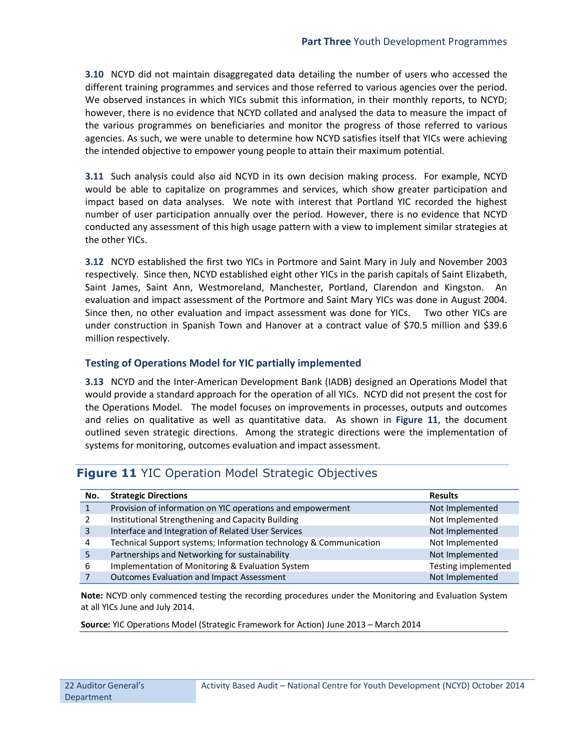**3.10** NCYD did not maintain disaggregated data detailing the number of users who accessed the different training programmes and services and those referred to various agencies over the period. We observed instances in which YICs submit this information, in their monthly reports, to NCYD; however, there is no evidence that NCYD collated and analysed the data to measure the impact of the various programmes on beneficiaries and monitor the progress of those referred to various agencies. As such, we were unable to determine how NCYD satisfies itself that YICs were achieving the intended objective to empower young people to attain their maximum potential.

**3.11** Such analysis could also aid NCYD in its own decision making process. For example, NCYD would be able to capitalize on programmes and services, which show greater participation and impact based on data analyses. We note with interest that Portland YIC recorded the highest number of user participation annually over the period. However, there is no evidence that NCYD conducted any assessment of this high usage pattern with a view to implement similar strategies at the other YICs.

**3.12** NCYD established the first two YICs in Portmore and Saint Mary in July and November 2003 respectively. Since then, NCYD established eight other YICs in the parish capitals of Saint Elizabeth, Saint James, Saint Ann, Westmoreland, Manchester, Portland, Clarendon and Kingston. An evaluation and impact assessment of the Portmore and Saint Mary YICs was done in August 2004. Since then, no other evaluation and impact assessment was done for YICs. Two other YICs are under construction in Spanish Town and Hanover at a contract value of $70.5 million and $39.6 million respectively.

### Testing of Operations Model for YIC partially implemented

**3.13** NCYD and the Inter-American Development Bank (IADB) designed an Operations Model that would provide a standard approach for the operation of all YICs. NCYD did not present the cost for the Operations Model. The model focuses on improvements in processes, outputs and outcomes and relies on qualitative as well as quantitative data. As shown in **Figure 11**, the document outlined seven strategic directions. Among the strategic directions were the implementation of systems for monitoring, outcomes evaluation and impact assessment.

## Figure 11 YIC Operation Model Strategic Objectives

| No. | Strategic Directions | Results |
|---|---|---|
| 1 | Provision of information on YIC operations and empowerment | Not Implemented |
| 2 | Institutional Strengthening and Capacity Building | Not Implemented |
| 3 | Interface and Integration of Related User Services | Not Implemented |
| 4 | Technical Support systems; Information technology & Communication | Not Implemented |
| 5 | Partnerships and Networking for sustainability | Not Implemented |
| 6 | Implementation of Monitoring & Evaluation System | Testing implemented |
| 7 | Outcomes Evaluation and Impact Assessment | Not Implemented |

**Note:** NCYD only commenced testing the recording procedures under the Monitoring and Evaluation System at all YICs June and July 2014.

**Source:** YIC Operations Model (Strategic Framework for Action) June 2013 – March 2014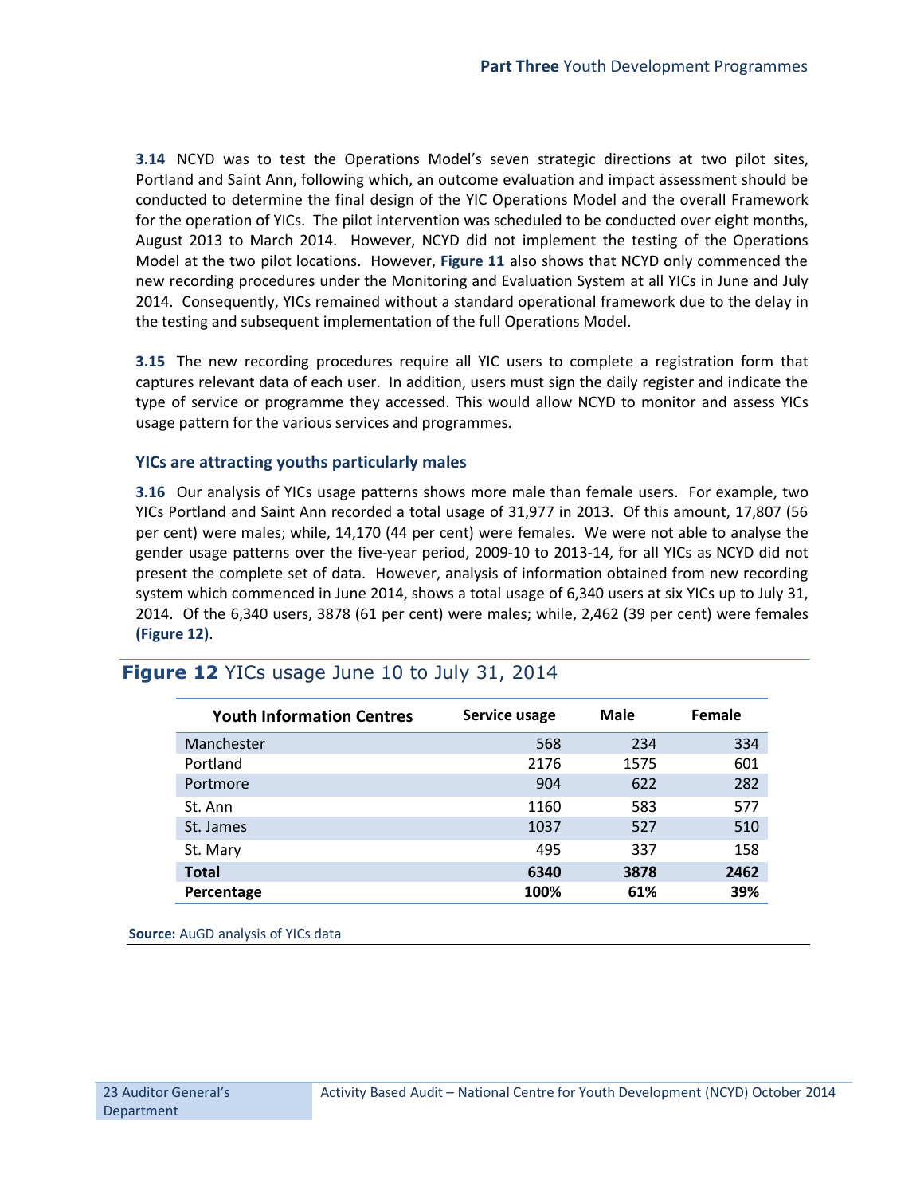**3.14** NCYD was to test the Operations Model's seven strategic directions at two pilot sites, Portland and Saint Ann, following which, an outcome evaluation and impact assessment should be conducted to determine the final design of the YIC Operations Model and the overall Framework for the operation of YICs. The pilot intervention was scheduled to be conducted over eight months, August 2013 to March 2014. However, NCYD did not implement the testing of the Operations Model at the two pilot locations. However, **Figure 11** also shows that NCYD only commenced the new recording procedures under the Monitoring and Evaluation System at all YICs in June and July 2014. Consequently, YICs remained without a standard operational framework due to the delay in the testing and subsequent implementation of the full Operations Model.

**3.15** The new recording procedures require all YIC users to complete a registration form that captures relevant data of each user. In addition, users must sign the daily register and indicate the type of service or programme they accessed. This would allow NCYD to monitor and assess YICs usage pattern for the various services and programmes.

### YICs are attracting youths particularly males

**3.16** Our analysis of YICs usage patterns shows more male than female users. For example, two YICs Portland and Saint Ann recorded a total usage of 31,977 in 2013. Of this amount, 17,807 (56 per cent) were males; while, 14,170 (44 per cent) were females. We were not able to analyse the gender usage patterns over the five-year period, 2009-10 to 2013-14, for all YICs as NCYD did not present the complete set of data. However, analysis of information obtained from new recording system which commenced in June 2014, shows a total usage of 6,340 users at six YICs up to July 31, 2014. Of the 6,340 users, 3878 (61 per cent) were males; while, 2,462 (39 per cent) were females **(Figure 12)**.

**Figure 12** YICs usage June 10 to July 31, 2014

| Youth Information Centres | Service usage | Male | Female |
|---|---|---|---|
| Manchester | 568 | 234 | 334 |
| Portland | 2176 | 1575 | 601 |
| Portmore | 904 | 622 | 282 |
| St. Ann | 1160 | 583 | 577 |
| St. James | 1037 | 527 | 510 |
| St. Mary | 495 | 337 | 158 |
| **Total** | **6340** | **3878** | **2462** |
| **Percentage** | **100%** | **61%** | **39%** |

**Source:** AuGD analysis of YICs data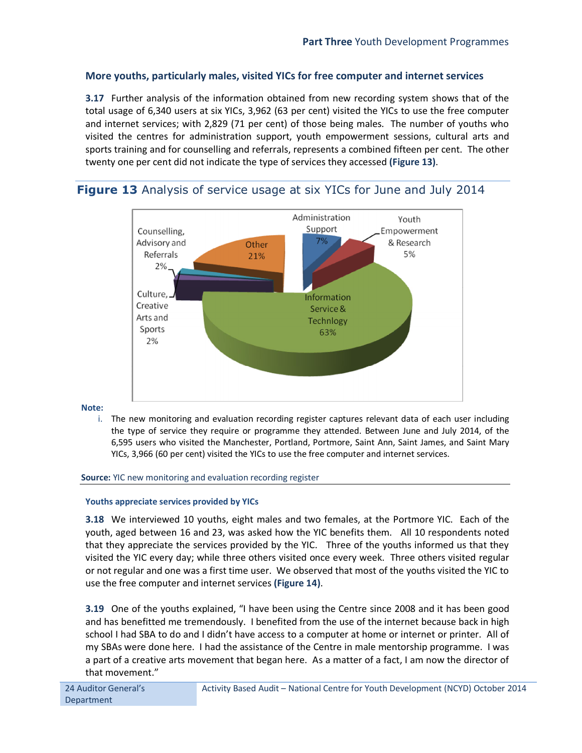### More youths, particularly males, visited YICs for free computer and internet services

**3.17** Further analysis of the information obtained from new recording system shows that of the total usage of 6,340 users at six YICs, 3,962 (63 per cent) visited the YICs to use the free computer and internet services; with 2,829 (71 per cent) of those being males. The number of youths who visited the centres for administration support, youth empowerment sessions, cultural arts and sports training and for counselling and referrals, represents a combined fifteen per cent. The other twenty one per cent did not indicate the type of services they accessed **(Figure 13)**.

**Figure 13** Analysis of service usage at six YICs for June and July 2014

| Service | Share |
|---|---|
| Information Service & Technlogy | 63% |
| Other | 21% |
| Administration Support | 7% |
| Youth Empowerment & Research | 5% |
| Counselling, Advisory and Referrals | 2% |
| Culture, Creative Arts and Sports | 2% |

**Note:**

i. The new monitoring and evaluation recording register captures relevant data of each user including the type of service they require or programme they attended. Between June and July 2014, of the 6,595 users who visited the Manchester, Portland, Portmore, Saint Ann, Saint James, and Saint Mary YICs, 3,966 (60 per cent) visited the YICs to use the free computer and internet services.

**Source:** YIC new monitoring and evaluation recording register

#### Youths appreciate services provided by YICs

**3.18** We interviewed 10 youths, eight males and two females, at the Portmore YIC. Each of the youth, aged between 16 and 23, was asked how the YIC benefits them. All 10 respondents noted that they appreciate the services provided by the YIC. Three of the youths informed us that they visited the YIC every day; while three others visited once every week. Three others visited regular or not regular and one was a first time user. We observed that most of the youths visited the YIC to use the free computer and internet services **(Figure 14)**.

**3.19** One of the youths explained, "I have been using the Centre since 2008 and it has been good and has benefitted me tremendously. I benefited from the use of the internet because back in high school I had SBA to do and I didn't have access to a computer at home or internet or printer. All of my SBAs were done here. I had the assistance of the Centre in male mentorship programme. I was a part of a creative arts movement that began here. As a matter of a fact, I am now the director of that movement."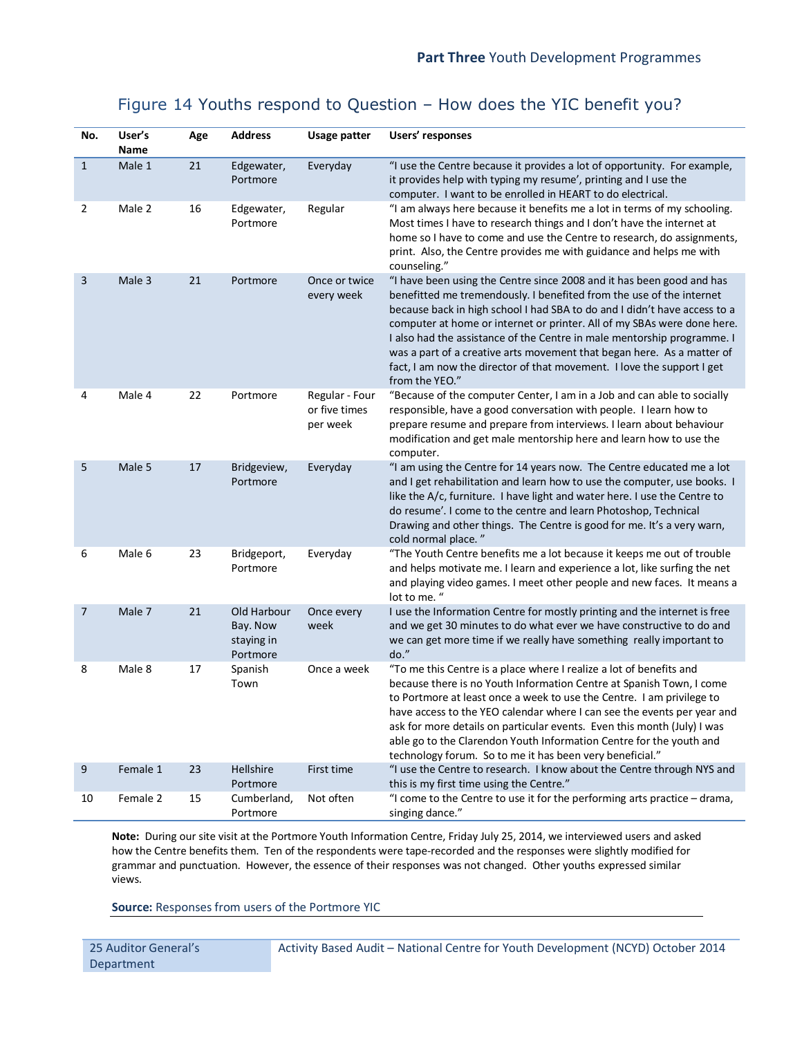# Figure 14 Youths respond to Question – How does the YIC benefit you?

| No. | User's Name | Age | Address | Usage patter | Users' responses |
|---|---|---|---|---|---|
| 1 | Male 1 | 21 | Edgewater, Portmore | Everyday | "I use the Centre because it provides a lot of opportunity. For example, it provides help with typing my resume', printing and I use the computer. I want to be enrolled in HEART to do electrical. |
| 2 | Male 2 | 16 | Edgewater, Portmore | Regular | "I am always here because it benefits me a lot in terms of my schooling. Most times I have to research things and I don't have the internet at home so I have to come and use the Centre to research, do assignments, print. Also, the Centre provides me with guidance and helps me with counseling." |
| 3 | Male 3 | 21 | Portmore | Once or twice every week | "I have been using the Centre since 2008 and it has been good and has benefitted me tremendously. I benefited from the use of the internet because back in high school I had SBA to do and I didn't have access to a computer at home or internet or printer. All of my SBAs were done here. I also had the assistance of the Centre in male mentorship programme. I was a part of a creative arts movement that began here. As a matter of fact, I am now the director of that movement. I love the support I get from the YEO." |
| 4 | Male 4 | 22 | Portmore | Regular - Four or five times per week | "Because of the computer Center, I am in a Job and can able to socially responsible, have a good conversation with people. I learn how to prepare resume and prepare from interviews. I learn about behaviour modification and get male mentorship here and learn how to use the computer. |
| 5 | Male 5 | 17 | Bridgeview, Portmore | Everyday | "I am using the Centre for 14 years now. The Centre educated me a lot and I get rehabilitation and learn how to use the computer, use books. I like the A/c, furniture. I have light and water here. I use the Centre to do resume'. I come to the centre and learn Photoshop, Technical Drawing and other things. The Centre is good for me. It's a very warn, cold normal place. " |
| 6 | Male 6 | 23 | Bridgeport, Portmore | Everyday | "The Youth Centre benefits me a lot because it keeps me out of trouble and helps motivate me. I learn and experience a lot, like surfing the net and playing video games. I meet other people and new faces. It means a lot to me. " |
| 7 | Male 7 | 21 | Old Harbour Bay. Now staying in Portmore | Once every week | I use the Information Centre for mostly printing and the internet is free and we get 30 minutes to do what ever we have constructive to do and we can get more time if we really have something really important to do." |
| 8 | Male 8 | 17 | Spanish Town | Once a week | "To me this Centre is a place where I realize a lot of benefits and because there is no Youth Information Centre at Spanish Town, I come to Portmore at least once a week to use the Centre. I am privilege to have access to the YEO calendar where I can see the events per year and ask for more details on particular events. Even this month (July) I was able go to the Clarendon Youth Information Centre for the youth and technology forum. So to me it has been very beneficial." |
| 9 | Female 1 | 23 | Hellshire Portmore | First time | "I use the Centre to research. I know about the Centre through NYS and this is my first time using the Centre." |
| 10 | Female 2 | 15 | Cumberland, Portmore | Not often | "I come to the Centre to use it for the performing arts practice – drama, singing dance." |

**Note:** During our site visit at the Portmore Youth Information Centre, Friday July 25, 2014, we interviewed users and asked how the Centre benefits them. Ten of the respondents were tape-recorded and the responses were slightly modified for grammar and punctuation. However, the essence of their responses was not changed. Other youths expressed similar views.

**Source:** Responses from users of the Portmore YIC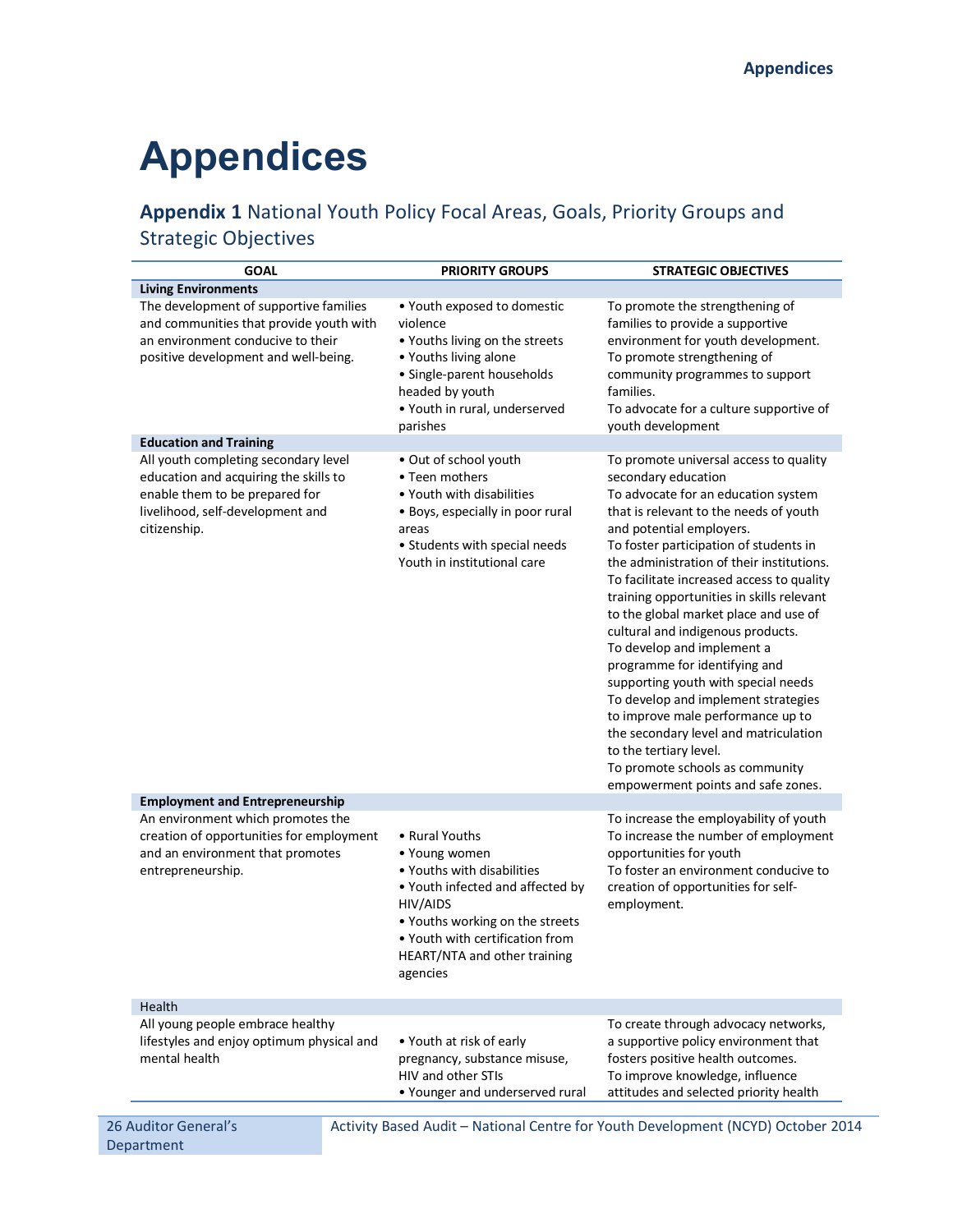# Appendices

## **Appendix 1** National Youth Policy Focal Areas, Goals, Priority Groups and Strategic Objectives

| GOAL | PRIORITY GROUPS | STRATEGIC OBJECTIVES |
|---|---|---|
| **Living Environments** | | |
| The development of supportive families and communities that provide youth with an environment conducive to their positive development and well-being. | • Youth exposed to domestic violence<br>• Youths living on the streets<br>• Youths living alone<br>• Single-parent households headed by youth<br>• Youth in rural, underserved parishes | To promote the strengthening of families to provide a supportive environment for youth development.<br>To promote strengthening of community programmes to support families.<br>To advocate for a culture supportive of youth development |
| **Education and Training** | | |
| All youth completing secondary level education and acquiring the skills to enable them to be prepared for livelihood, self-development and citizenship. | • Out of school youth<br>• Teen mothers<br>• Youth with disabilities<br>• Boys, especially in poor rural areas<br>• Students with special needs<br>Youth in institutional care | To promote universal access to quality secondary education<br>To advocate for an education system that is relevant to the needs of youth and potential employers.<br>To foster participation of students in the administration of their institutions.<br>To facilitate increased access to quality training opportunities in skills relevant to the global market place and use of cultural and indigenous products.<br>To develop and implement a programme for identifying and supporting youth with special needs<br>To develop and implement strategies to improve male performance up to the secondary level and matriculation to the tertiary level.<br>To promote schools as community empowerment points and safe zones. |
| **Employment and Entrepreneurship** | | |
| An environment which promotes the creation of opportunities for employment and an environment that promotes entrepreneurship. | • Rural Youths<br>• Young women<br>• Youths with disabilities<br>• Youth infected and affected by HIV/AIDS<br>• Youths working on the streets<br>• Youth with certification from HEART/NTA and other training agencies | To increase the employability of youth<br>To increase the number of employment opportunities for youth<br>To foster an environment conducive to creation of opportunities for self-employment. |
| Health | | |
| All young people embrace healthy lifestyles and enjoy optimum physical and mental health | • Youth at risk of early pregnancy, substance misuse, HIV and other STIs<br>• Younger and underserved rural | To create through advocacy networks, a supportive policy environment that fosters positive health outcomes.<br>To improve knowledge, influence attitudes and selected priority health |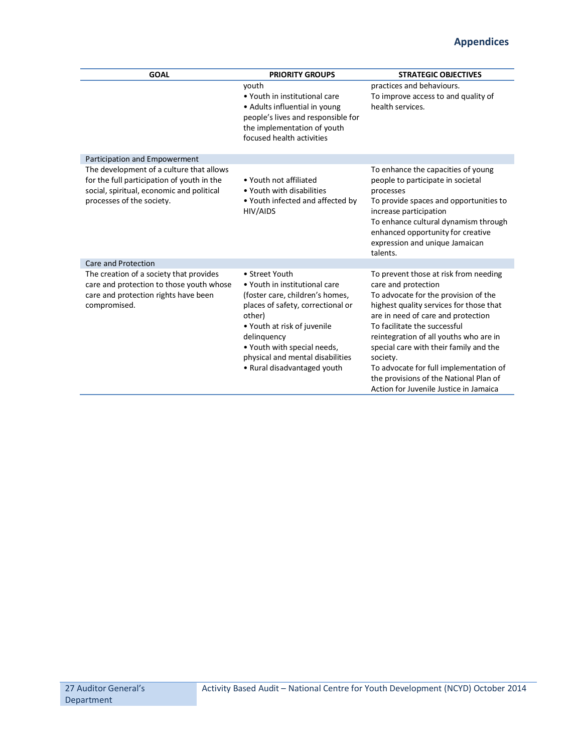| GOAL | PRIORITY GROUPS | STRATEGIC OBJECTIVES |
|---|---|---|
| | youth<br>• Youth in institutional care<br>• Adults influential in young people's lives and responsible for the implementation of youth focused health activities | practices and behaviours.<br>To improve access to and quality of health services. |
| Participation and Empowerment | | |
| The development of a culture that allows for the full participation of youth in the social, spiritual, economic and political processes of the society. | • Youth not affiliated<br>• Youth with disabilities<br>• Youth infected and affected by HIV/AIDS | To enhance the capacities of young people to participate in societal processes<br>To provide spaces and opportunities to increase participation<br>To enhance cultural dynamism through enhanced opportunity for creative expression and unique Jamaican talents. |
| Care and Protection | | |
| The creation of a society that provides care and protection to those youth whose care and protection rights have been compromised. | • Street Youth<br>• Youth in institutional care (foster care, children's homes, places of safety, correctional or other)<br>• Youth at risk of juvenile delinquency<br>• Youth with special needs, physical and mental disabilities<br>• Rural disadvantaged youth | To prevent those at risk from needing care and protection<br>To advocate for the provision of the highest quality services for those that are in need of care and protection<br>To facilitate the successful reintegration of all youths who are in special care with their family and the society.<br>To advocate for full implementation of the provisions of the National Plan of Action for Juvenile Justice in Jamaica |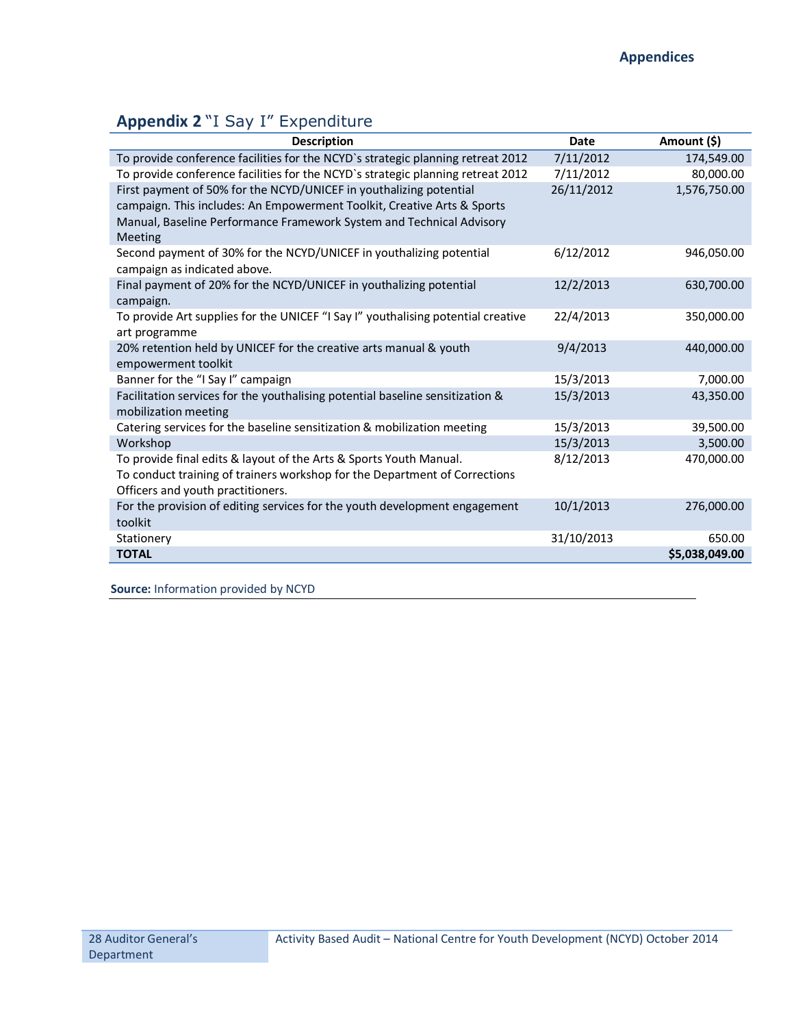## Appendix 2 "I Say I" Expenditure

| Description | Date | Amount ($) |
|---|---|---|
| To provide conference facilities for the NCYD`s strategic planning retreat 2012 | 7/11/2012 | 174,549.00 |
| To provide conference facilities for the NCYD`s strategic planning retreat 2012 | 7/11/2012 | 80,000.00 |
| First payment of 50% for the NCYD/UNICEF in youthalizing potential campaign. This includes: An Empowerment Toolkit, Creative Arts & Sports Manual, Baseline Performance Framework System and Technical Advisory Meeting | 26/11/2012 | 1,576,750.00 |
| Second payment of 30% for the NCYD/UNICEF in youthalizing potential campaign as indicated above. | 6/12/2012 | 946,050.00 |
| Final payment of 20% for the NCYD/UNICEF in youthalizing potential campaign. | 12/2/2013 | 630,700.00 |
| To provide Art supplies for the UNICEF "I Say I" youthalising potential creative art programme | 22/4/2013 | 350,000.00 |
| 20% retention held by UNICEF for the creative arts manual & youth empowerment toolkit | 9/4/2013 | 440,000.00 |
| Banner for the "I Say I" campaign | 15/3/2013 | 7,000.00 |
| Facilitation services for the youthalising potential baseline sensitization & mobilization meeting | 15/3/2013 | 43,350.00 |
| Catering services for the baseline sensitization & mobilization meeting | 15/3/2013 | 39,500.00 |
| Workshop | 15/3/2013 | 3,500.00 |
| To provide final edits & layout of the Arts & Sports Youth Manual. To conduct training of trainers workshop for the Department of Corrections Officers and youth practitioners. | 8/12/2013 | 470,000.00 |
| For the provision of editing services for the youth development engagement toolkit | 10/1/2013 | 276,000.00 |
| Stationery | 31/10/2013 | 650.00 |
| **TOTAL** | | **$5,038,049.00** |

**Source:** Information provided by NCYD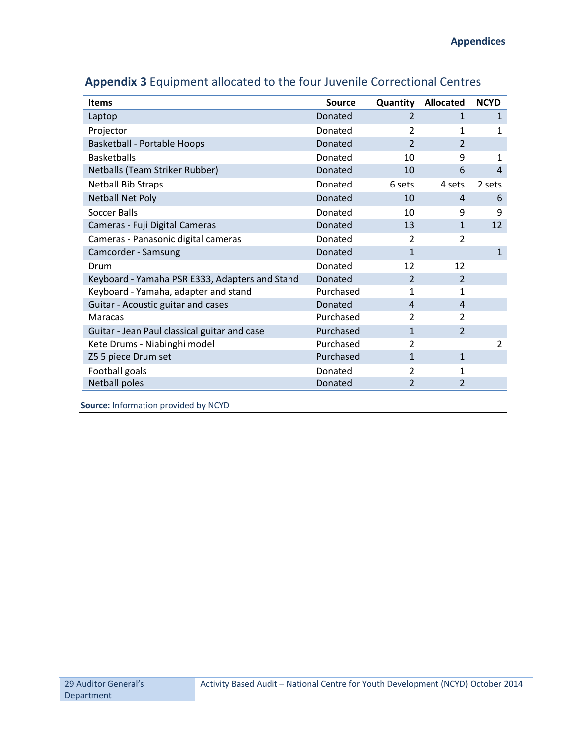## **Appendix 3** Equipment allocated to the four Juvenile Correctional Centres

| Items | Source | Quantity | Allocated | NCYD |
|---|---|---|---|---|
| Laptop | Donated | 2 | 1 | 1 |
| Projector | Donated | 2 | 1 | 1 |
| Basketball - Portable Hoops | Donated | 2 | 2 | |
| Basketballs | Donated | 10 | 9 | 1 |
| Netballs (Team Striker Rubber) | Donated | 10 | 6 | 4 |
| Netball Bib Straps | Donated | 6 sets | 4 sets | 2 sets |
| Netball Net Poly | Donated | 10 | 4 | 6 |
| Soccer Balls | Donated | 10 | 9 | 9 |
| Cameras - Fuji Digital Cameras | Donated | 13 | 1 | 12 |
| Cameras - Panasonic digital cameras | Donated | 2 | 2 | |
| Camcorder - Samsung | Donated | 1 | | 1 |
| Drum | Donated | 12 | 12 | |
| Keyboard - Yamaha PSR E333, Adapters and Stand | Donated | 2 | 2 | |
| Keyboard - Yamaha, adapter and stand | Purchased | 1 | 1 | |
| Guitar - Acoustic guitar and cases | Donated | 4 | 4 | |
| Maracas | Purchased | 2 | 2 | |
| Guitar - Jean Paul classical guitar and case | Purchased | 1 | 2 | |
| Kete Drums - Niabinghi model | Purchased | 2 | | 2 |
| Z5 5 piece Drum set | Purchased | 1 | 1 | |
| Football goals | Donated | 2 | 1 | |
| Netball poles | Donated | 2 | 2 | |

**Source:** Information provided by NCYD